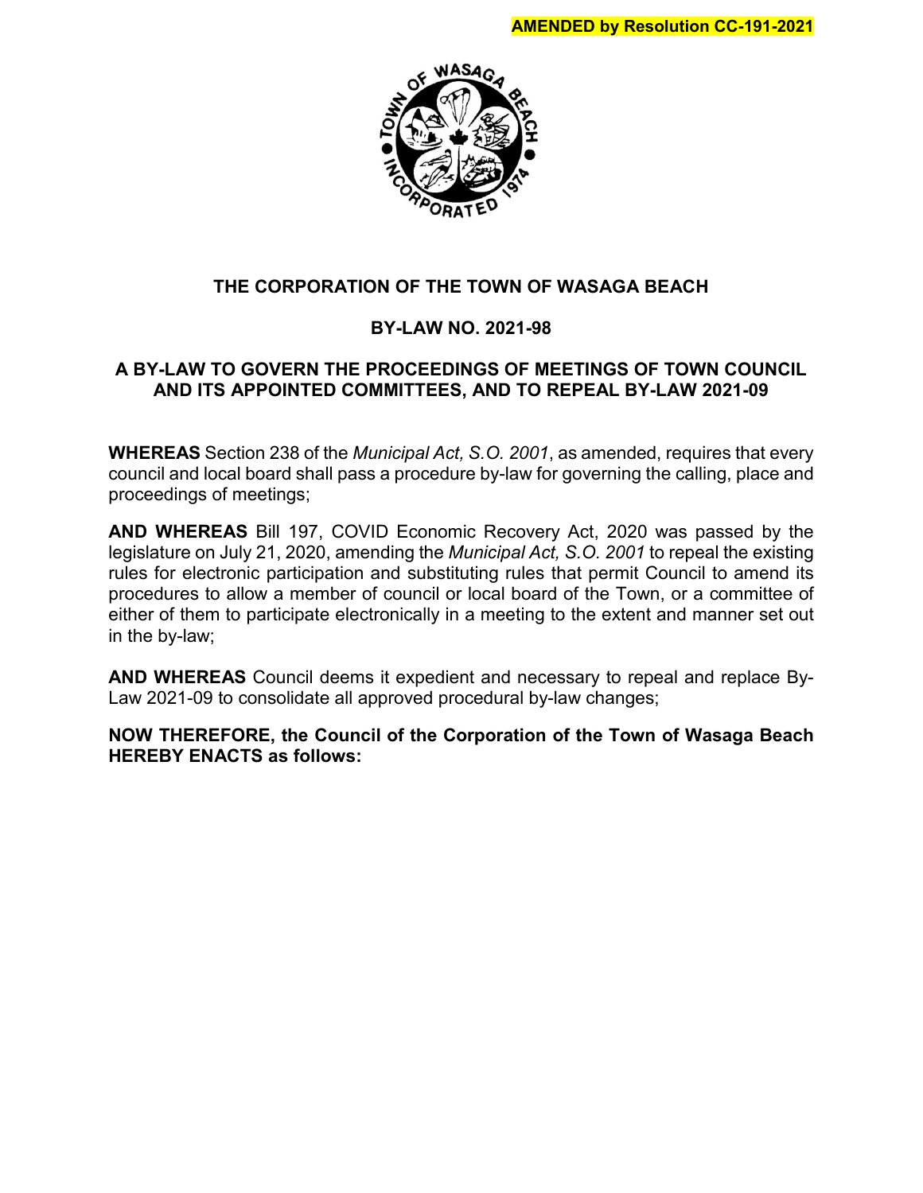**AMENDED by Resolution CC-191-2021**

# THE CORPORATION OF THE TOWN OF WASAGA BEACH

## BY-LAW NO. 2021-98

## A BY-LAW TO GOVERN THE PROCEEDINGS OF MEETINGS OF TOWN COUNCIL AND ITS APPOINTED COMMITTEES, AND TO REPEAL BY-LAW 2021-09

**WHEREAS** Section 238 of the *Municipal Act, S.O. 2001*, as amended, requires that every council and local board shall pass a procedure by-law for governing the calling, place and proceedings of meetings;

**AND WHEREAS** Bill 197, COVID Economic Recovery Act, 2020 was passed by the legislature on July 21, 2020, amending the *Municipal Act, S.O. 2001* to repeal the existing rules for electronic participation and substituting rules that permit Council to amend its procedures to allow a member of council or local board of the Town, or a committee of either of them to participate electronically in a meeting to the extent and manner set out in the by-law;

**AND WHEREAS** Council deems it expedient and necessary to repeal and replace By-Law 2021-09 to consolidate all approved procedural by-law changes;

**NOW THEREFORE, the Council of the Corporation of the Town of Wasaga Beach HEREBY ENACTS as follows:**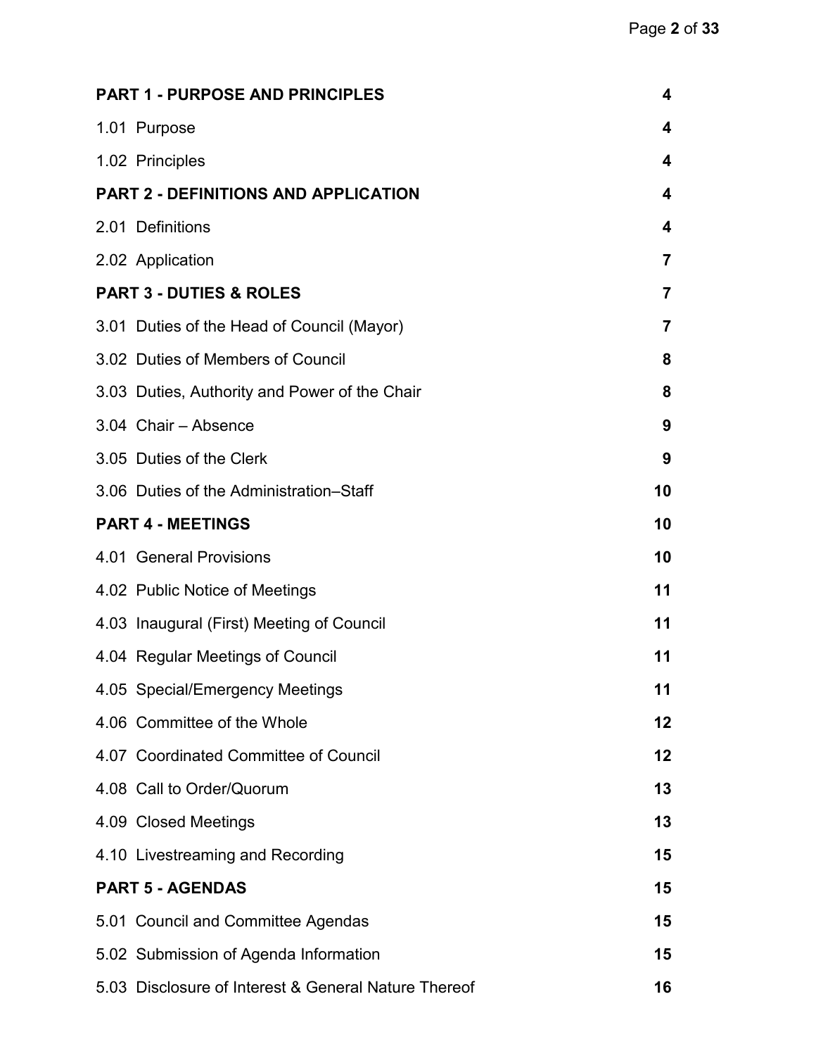| | |
|---|---|
| **PART 1 - PURPOSE AND PRINCIPLES** | **4** |
| 1.01 Purpose | **4** |
| 1.02 Principles | **4** |
| **PART 2 - DEFINITIONS AND APPLICATION** | **4** |
| 2.01 Definitions | **4** |
| 2.02 Application | **7** |
| **PART 3 - DUTIES & ROLES** | **7** |
| 3.01 Duties of the Head of Council (Mayor) | **7** |
| 3.02 Duties of Members of Council | **8** |
| 3.03 Duties, Authority and Power of the Chair | **8** |
| 3.04 Chair – Absence | **9** |
| 3.05 Duties of the Clerk | **9** |
| 3.06 Duties of the Administration–Staff | **10** |
| **PART 4 - MEETINGS** | **10** |
| 4.01 General Provisions | **10** |
| 4.02 Public Notice of Meetings | **11** |
| 4.03 Inaugural (First) Meeting of Council | **11** |
| 4.04 Regular Meetings of Council | **11** |
| 4.05 Special/Emergency Meetings | **11** |
| 4.06 Committee of the Whole | **12** |
| 4.07 Coordinated Committee of Council | **12** |
| 4.08 Call to Order/Quorum | **13** |
| 4.09 Closed Meetings | **13** |
| 4.10 Livestreaming and Recording | **15** |
| **PART 5 - AGENDAS** | **15** |
| 5.01 Council and Committee Agendas | **15** |
| 5.02 Submission of Agenda Information | **15** |
| 5.03 Disclosure of Interest & General Nature Thereof | **16** |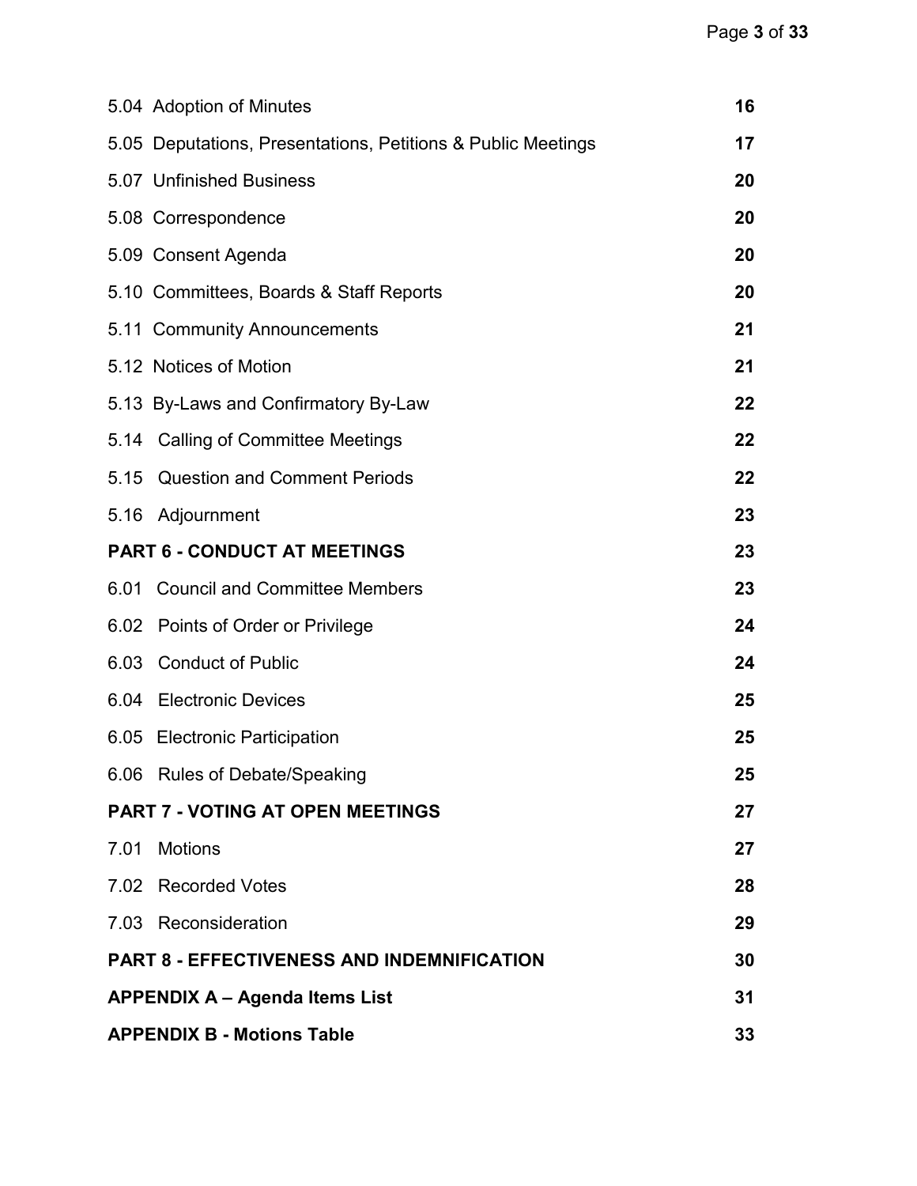| | |
|---|---|
| 5.04 Adoption of Minutes | **16** |
| 5.05 Deputations, Presentations, Petitions & Public Meetings | **17** |
| 5.07 Unfinished Business | **20** |
| 5.08 Correspondence | **20** |
| 5.09 Consent Agenda | **20** |
| 5.10 Committees, Boards & Staff Reports | **20** |
| 5.11 Community Announcements | **21** |
| 5.12 Notices of Motion | **21** |
| 5.13 By-Laws and Confirmatory By-Law | **22** |
| 5.14 Calling of Committee Meetings | **22** |
| 5.15 Question and Comment Periods | **22** |
| 5.16 Adjournment | **23** |
| **PART 6 - CONDUCT AT MEETINGS** | **23** |
| 6.01 Council and Committee Members | **23** |
| 6.02 Points of Order or Privilege | **24** |
| 6.03 Conduct of Public | **24** |
| 6.04 Electronic Devices | **25** |
| 6.05 Electronic Participation | **25** |
| 6.06 Rules of Debate/Speaking | **25** |
| **PART 7 - VOTING AT OPEN MEETINGS** | **27** |
| 7.01 Motions | **27** |
| 7.02 Recorded Votes | **28** |
| 7.03 Reconsideration | **29** |
| **PART 8 - EFFECTIVENESS AND INDEMNIFICATION** | **30** |
| **APPENDIX A – Agenda Items List** | **31** |
| **APPENDIX B - Motions Table** | **33** |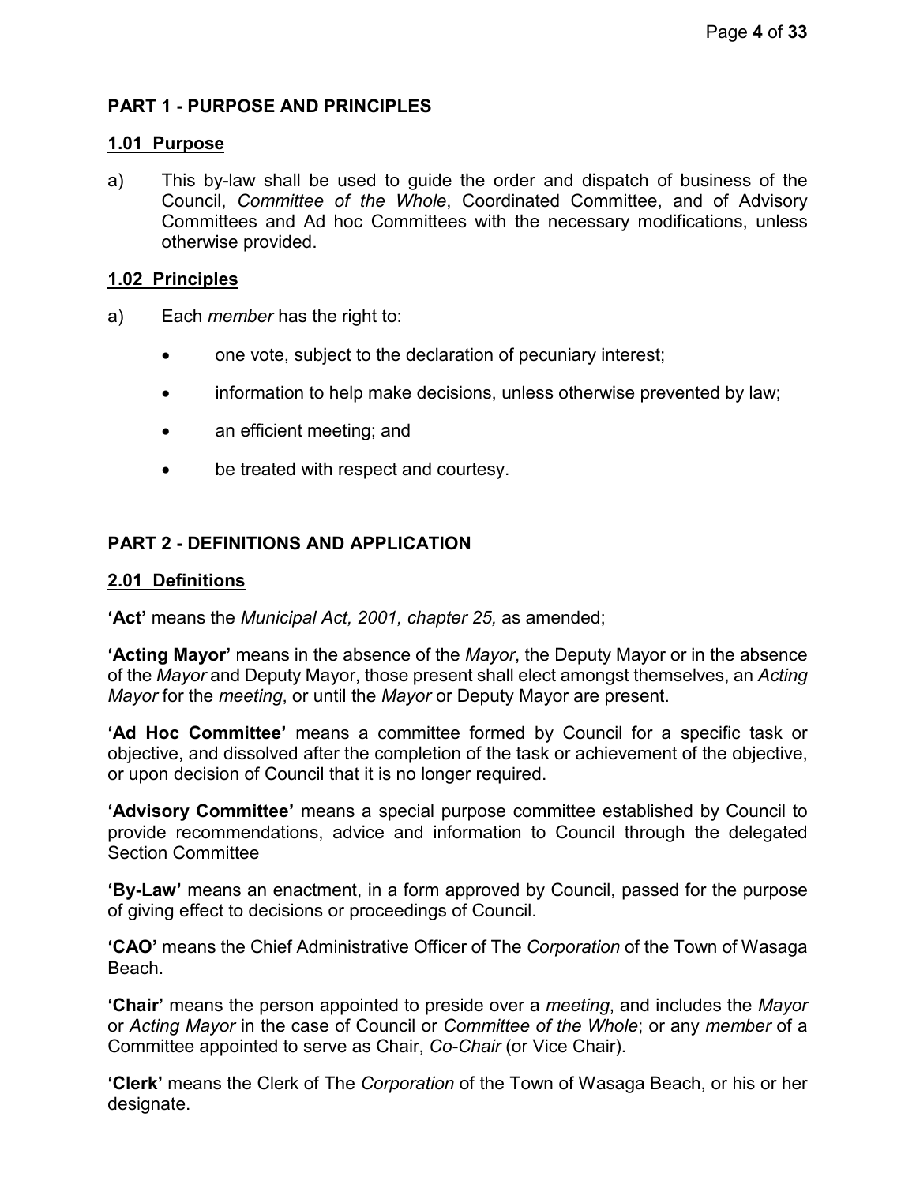## PART 1 - PURPOSE AND PRINCIPLES

### 1.01 Purpose

a) This by-law shall be used to guide the order and dispatch of business of the Council, *Committee of the Whole*, Coordinated Committee, and of Advisory Committees and Ad hoc Committees with the necessary modifications, unless otherwise provided.

### 1.02 Principles

a) Each *member* has the right to:

- one vote, subject to the declaration of pecuniary interest;
- information to help make decisions, unless otherwise prevented by law;
- an efficient meeting; and
- be treated with respect and courtesy.

## PART 2 - DEFINITIONS AND APPLICATION

### 2.01 Definitions

**'Act'** means the *Municipal Act, 2001, chapter 25,* as amended;

**'Acting Mayor'** means in the absence of the *Mayor*, the Deputy Mayor or in the absence of the *Mayor* and Deputy Mayor, those present shall elect amongst themselves, an *Acting Mayor* for the *meeting*, or until the *Mayor* or Deputy Mayor are present.

**'Ad Hoc Committee'** means a committee formed by Council for a specific task or objective, and dissolved after the completion of the task or achievement of the objective, or upon decision of Council that it is no longer required.

**'Advisory Committee'** means a special purpose committee established by Council to provide recommendations, advice and information to Council through the delegated Section Committee

**'By-Law'** means an enactment, in a form approved by Council, passed for the purpose of giving effect to decisions or proceedings of Council.

**'CAO'** means the Chief Administrative Officer of The *Corporation* of the Town of Wasaga Beach.

**'Chair'** means the person appointed to preside over a *meeting*, and includes the *Mayor* or *Acting Mayor* in the case of Council or *Committee of the Whole*; or any *member* of a Committee appointed to serve as Chair, *Co-Chair* (or Vice Chair).

**'Clerk'** means the Clerk of The *Corporation* of the Town of Wasaga Beach, or his or her designate.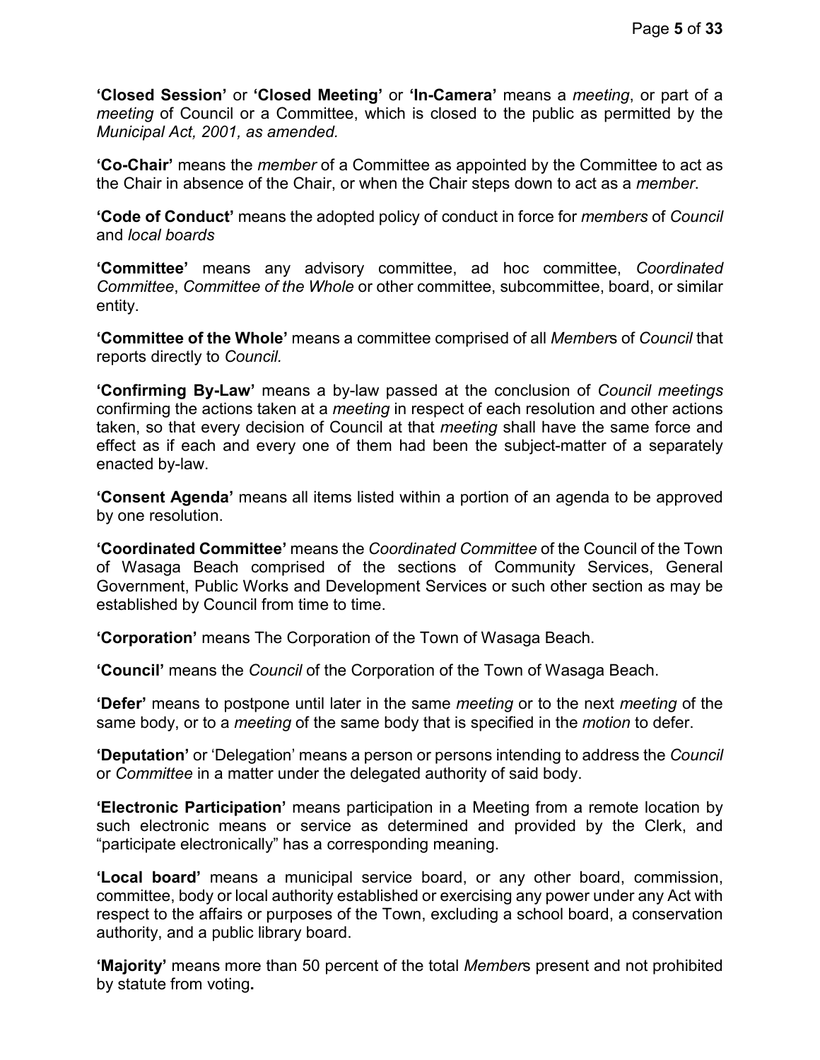**'Closed Session'** or **'Closed Meeting'** or **'In-Camera'** means a *meeting*, or part of a *meeting* of Council or a Committee, which is closed to the public as permitted by the *Municipal Act, 2001, as amended.*

**'Co-Chair'** means the *member* of a Committee as appointed by the Committee to act as the Chair in absence of the Chair, or when the Chair steps down to act as a *member*.

**'Code of Conduct'** means the adopted policy of conduct in force for *members* of *Council* and *local boards*

**'Committee'** means any advisory committee, ad hoc committee, *Coordinated Committee*, *Committee of the Whole* or other committee, subcommittee, board, or similar entity.

**'Committee of the Whole'** means a committee comprised of all *Member*s of *Council* that reports directly to *Council.*

**'Confirming By-Law'** means a by-law passed at the conclusion of *Council meetings* confirming the actions taken at a *meeting* in respect of each resolution and other actions taken, so that every decision of Council at that *meeting* shall have the same force and effect as if each and every one of them had been the subject-matter of a separately enacted by-law.

**'Consent Agenda'** means all items listed within a portion of an agenda to be approved by one resolution.

**'Coordinated Committee'** means the *Coordinated Committee* of the Council of the Town of Wasaga Beach comprised of the sections of Community Services, General Government, Public Works and Development Services or such other section as may be established by Council from time to time.

**'Corporation'** means The Corporation of the Town of Wasaga Beach.

**'Council'** means the *Council* of the Corporation of the Town of Wasaga Beach.

**'Defer'** means to postpone until later in the same *meeting* or to the next *meeting* of the same body, or to a *meeting* of the same body that is specified in the *motion* to defer.

**'Deputation'** or 'Delegation' means a person or persons intending to address the *Council* or *Committee* in a matter under the delegated authority of said body.

**'Electronic Participation'** means participation in a Meeting from a remote location by such electronic means or service as determined and provided by the Clerk, and "participate electronically" has a corresponding meaning.

**'Local board'** means a municipal service board, or any other board, commission, committee, body or local authority established or exercising any power under any Act with respect to the affairs or purposes of the Town, excluding a school board, a conservation authority, and a public library board.

**'Majority'** means more than 50 percent of the total *Member*s present and not prohibited by statute from voting**.**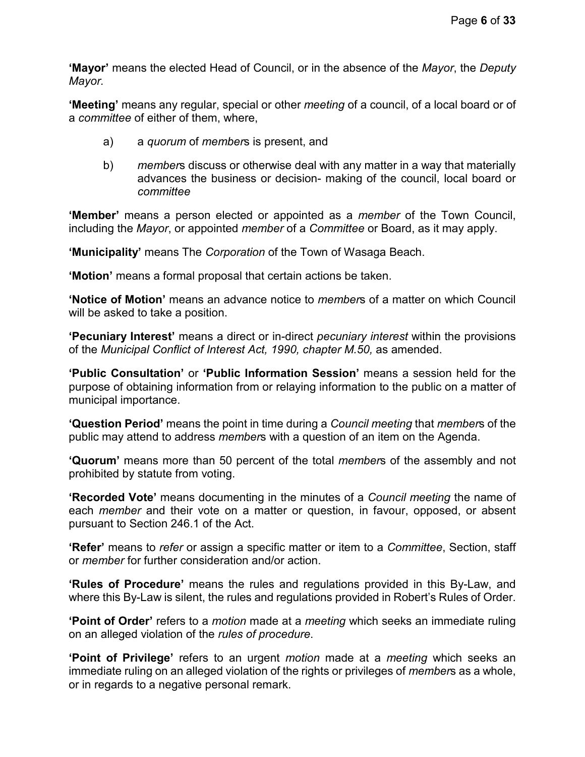**'Mayor'** means the elected Head of Council, or in the absence of the *Mayor*, the *Deputy Mayor.*

**'Meeting'** means any regular, special or other *meeting* of a council, of a local board or of a *committee* of either of them, where,

a) a *quorum* of *member*s is present, and

b) *member*s discuss or otherwise deal with any matter in a way that materially advances the business or decision- making of the council, local board or *committee*

**'Member'** means a person elected or appointed as a *member* of the Town Council, including the *Mayor*, or appointed *member* of a *Committee* or Board, as it may apply.

**'Municipality'** means The *Corporation* of the Town of Wasaga Beach.

**'Motion'** means a formal proposal that certain actions be taken.

**'Notice of Motion'** means an advance notice to *member*s of a matter on which Council will be asked to take a position.

**'Pecuniary Interest'** means a direct or in-direct *pecuniary interest* within the provisions of the *Municipal Conflict of Interest Act, 1990, chapter M.50,* as amended.

**'Public Consultation'** or **'Public Information Session'** means a session held for the purpose of obtaining information from or relaying information to the public on a matter of municipal importance.

**'Question Period'** means the point in time during a *Council meeting* that *member*s of the public may attend to address *member*s with a question of an item on the Agenda.

**'Quorum'** means more than 50 percent of the total *member*s of the assembly and not prohibited by statute from voting.

**'Recorded Vote'** means documenting in the minutes of a *Council meeting* the name of each *member* and their vote on a matter or question, in favour, opposed, or absent pursuant to Section 246.1 of the Act.

**'Refer'** means to *refer* or assign a specific matter or item to a *Committee*, Section, staff or *member* for further consideration and/or action.

**'Rules of Procedure'** means the rules and regulations provided in this By-Law, and where this By-Law is silent, the rules and regulations provided in Robert's Rules of Order.

**'Point of Order'** refers to a *motion* made at a *meeting* which seeks an immediate ruling on an alleged violation of the *rules of procedure*.

**'Point of Privilege'** refers to an urgent *motion* made at a *meeting* which seeks an immediate ruling on an alleged violation of the rights or privileges of *member*s as a whole, or in regards to a negative personal remark.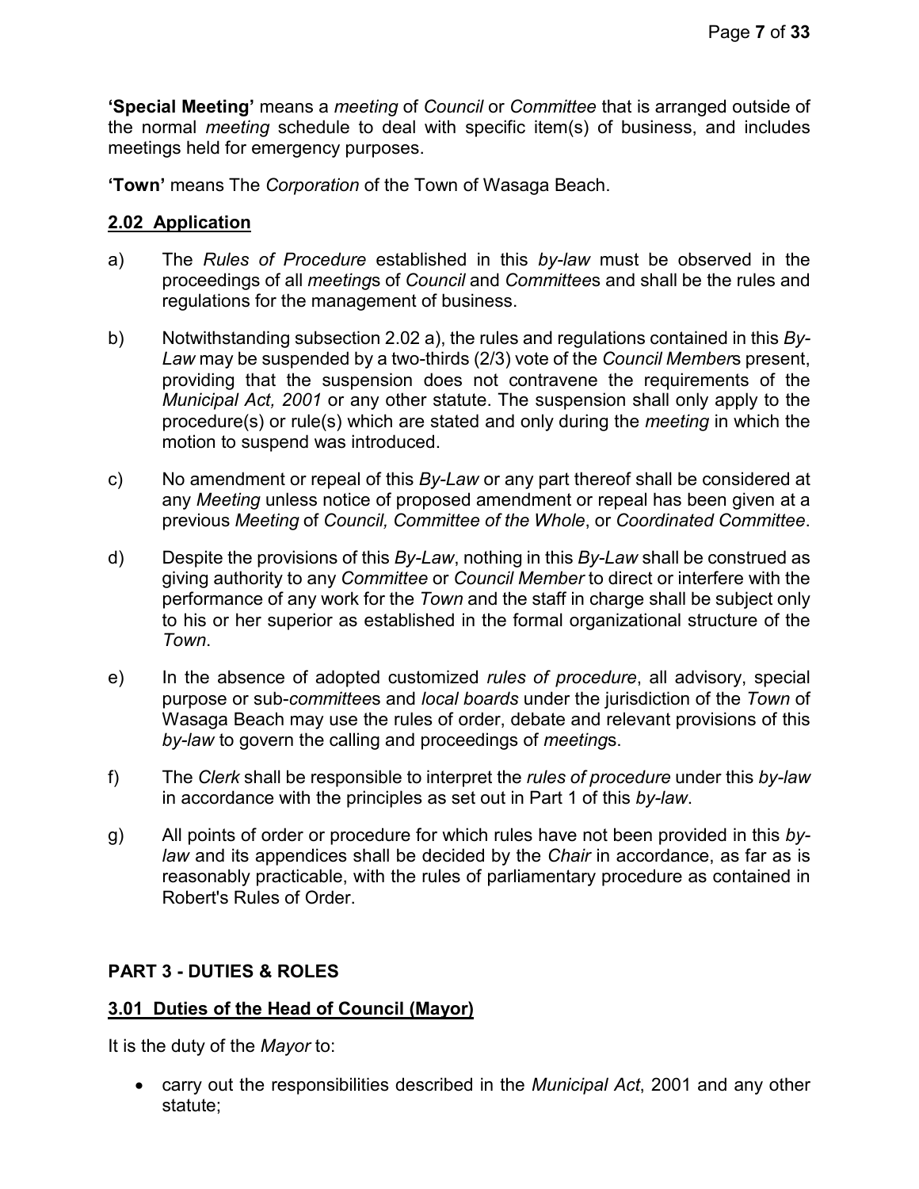**'Special Meeting'** means a *meeting* of *Council* or *Committee* that is arranged outside of the normal *meeting* schedule to deal with specific item(s) of business, and includes meetings held for emergency purposes.

**'Town'** means The *Corporation* of the Town of Wasaga Beach.

### 2.02 Application

a) The *Rules of Procedure* established in this *by-law* must be observed in the proceedings of all *meeting*s of *Council* and *Committee*s and shall be the rules and regulations for the management of business.

b) Notwithstanding subsection 2.02 a), the rules and regulations contained in this *By-Law* may be suspended by a two-thirds (2/3) vote of the *Council Member*s present, providing that the suspension does not contravene the requirements of the *Municipal Act, 2001* or any other statute. The suspension shall only apply to the procedure(s) or rule(s) which are stated and only during the *meeting* in which the motion to suspend was introduced.

c) No amendment or repeal of this *By-Law* or any part thereof shall be considered at any *Meeting* unless notice of proposed amendment or repeal has been given at a previous *Meeting* of *Council, Committee of the Whole*, or *Coordinated Committee*.

d) Despite the provisions of this *By-Law*, nothing in this *By-Law* shall be construed as giving authority to any *Committee* or *Council Member* to direct or interfere with the performance of any work for the *Town* and the staff in charge shall be subject only to his or her superior as established in the formal organizational structure of the *Town*.

e) In the absence of adopted customized *rules of procedure*, all advisory, special purpose or sub-*committee*s and *local boards* under the jurisdiction of the *Town* of Wasaga Beach may use the rules of order, debate and relevant provisions of this *by-law* to govern the calling and proceedings of *meeting*s.

f) The *Clerk* shall be responsible to interpret the *rules of procedure* under this *by-law* in accordance with the principles as set out in Part 1 of this *by-law*.

g) All points of order or procedure for which rules have not been provided in this *by-law* and its appendices shall be decided by the *Chair* in accordance, as far as is reasonably practicable, with the rules of parliamentary procedure as contained in Robert's Rules of Order.

## PART 3 - DUTIES & ROLES

### 3.01 Duties of the Head of Council (Mayor)

It is the duty of the *Mayor* to:

- carry out the responsibilities described in the *Municipal Act*, 2001 and any other statute;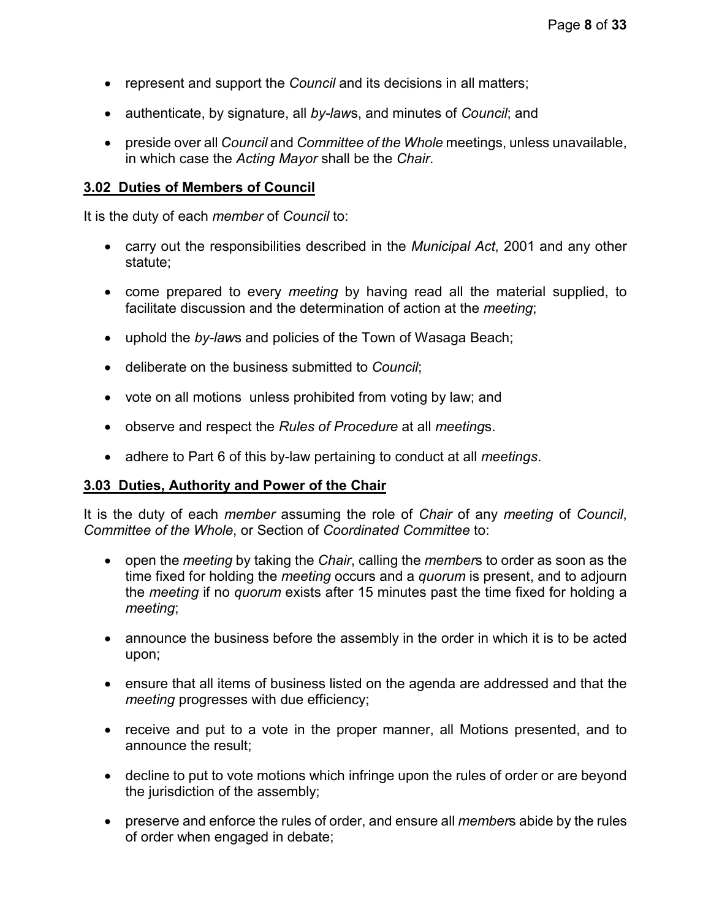- represent and support the *Council* and its decisions in all matters;
- authenticate, by signature, all *by-law*s, and minutes of *Council*; and
- preside over all *Council* and *Committee of the Whole* meetings, unless unavailable, in which case the *Acting Mayor* shall be the *Chair*.

### 3.02 Duties of Members of Council

It is the duty of each *member* of *Council* to:

- carry out the responsibilities described in the *Municipal Act*, 2001 and any other statute;
- come prepared to every *meeting* by having read all the material supplied, to facilitate discussion and the determination of action at the *meeting*;
- uphold the *by-law*s and policies of the Town of Wasaga Beach;
- deliberate on the business submitted to *Council*;
- vote on all motions unless prohibited from voting by law; and
- observe and respect the *Rules of Procedure* at all *meeting*s.
- adhere to Part 6 of this by-law pertaining to conduct at all *meetings*.

### 3.03 Duties, Authority and Power of the Chair

It is the duty of each *member* assuming the role of *Chair* of any *meeting* of *Council*, *Committee of the Whole*, or Section of *Coordinated Committee* to:

- open the *meeting* by taking the *Chair*, calling the *member*s to order as soon as the time fixed for holding the *meeting* occurs and a *quorum* is present, and to adjourn the *meeting* if no *quorum* exists after 15 minutes past the time fixed for holding a *meeting*;
- announce the business before the assembly in the order in which it is to be acted upon;
- ensure that all items of business listed on the agenda are addressed and that the *meeting* progresses with due efficiency;
- receive and put to a vote in the proper manner, all Motions presented, and to announce the result;
- decline to put to vote motions which infringe upon the rules of order or are beyond the jurisdiction of the assembly;
- preserve and enforce the rules of order, and ensure all *member*s abide by the rules of order when engaged in debate;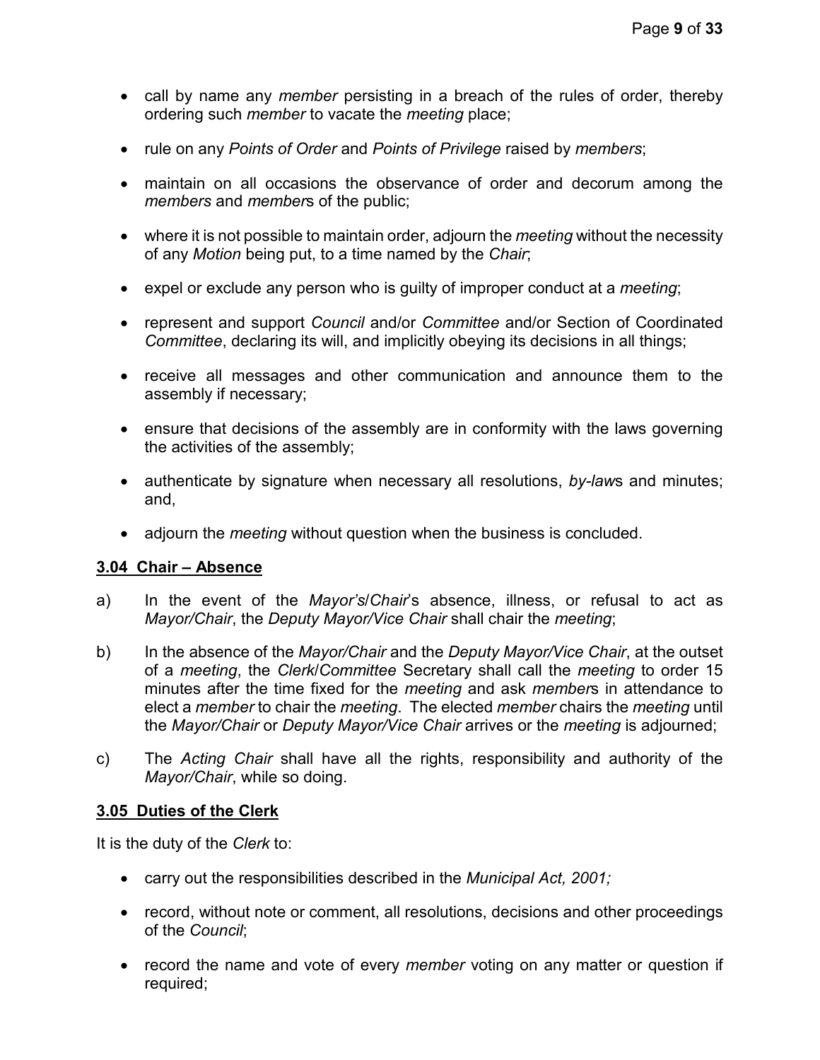- call by name any *member* persisting in a breach of the rules of order, thereby ordering such *member* to vacate the *meeting* place;
- rule on any *Points of Order* and *Points of Privilege* raised by *members*;
- maintain on all occasions the observance of order and decorum among the *members* and *member*s of the public;
- where it is not possible to maintain order, adjourn the *meeting* without the necessity of any *Motion* being put, to a time named by the *Chair*;
- expel or exclude any person who is guilty of improper conduct at a *meeting*;
- represent and support *Council* and/or *Committee* and/or Section of Coordinated *Committee*, declaring its will, and implicitly obeying its decisions in all things;
- receive all messages and other communication and announce them to the assembly if necessary;
- ensure that decisions of the assembly are in conformity with the laws governing the activities of the assembly;
- authenticate by signature when necessary all resolutions, *by-law*s and minutes; and,
- adjourn the *meeting* without question when the business is concluded.

**3.04 Chair – Absence**

a) In the event of the *Mayor's*/*Chair*'s absence, illness, or refusal to act as *Mayor/Chair*, the *Deputy Mayor/Vice Chair* shall chair the *meeting*;

b) In the absence of the *Mayor/Chair* and the *Deputy Mayor/Vice Chair*, at the outset of a *meeting*, the *Clerk*/*Committee* Secretary shall call the *meeting* to order 15 minutes after the time fixed for the *meeting* and ask *member*s in attendance to elect a *member* to chair the *meeting*. The elected *member* chairs the *meeting* until the *Mayor/Chair* or *Deputy Mayor/Vice Chair* arrives or the *meeting* is adjourned;

c) The *Acting Chair* shall have all the rights, responsibility and authority of the *Mayor/Chair*, while so doing.

**3.05 Duties of the Clerk**

It is the duty of the *Clerk* to:

- carry out the responsibilities described in the *Municipal Act, 2001;*
- record, without note or comment, all resolutions, decisions and other proceedings of the *Council*;
- record the name and vote of every *member* voting on any matter or question if required;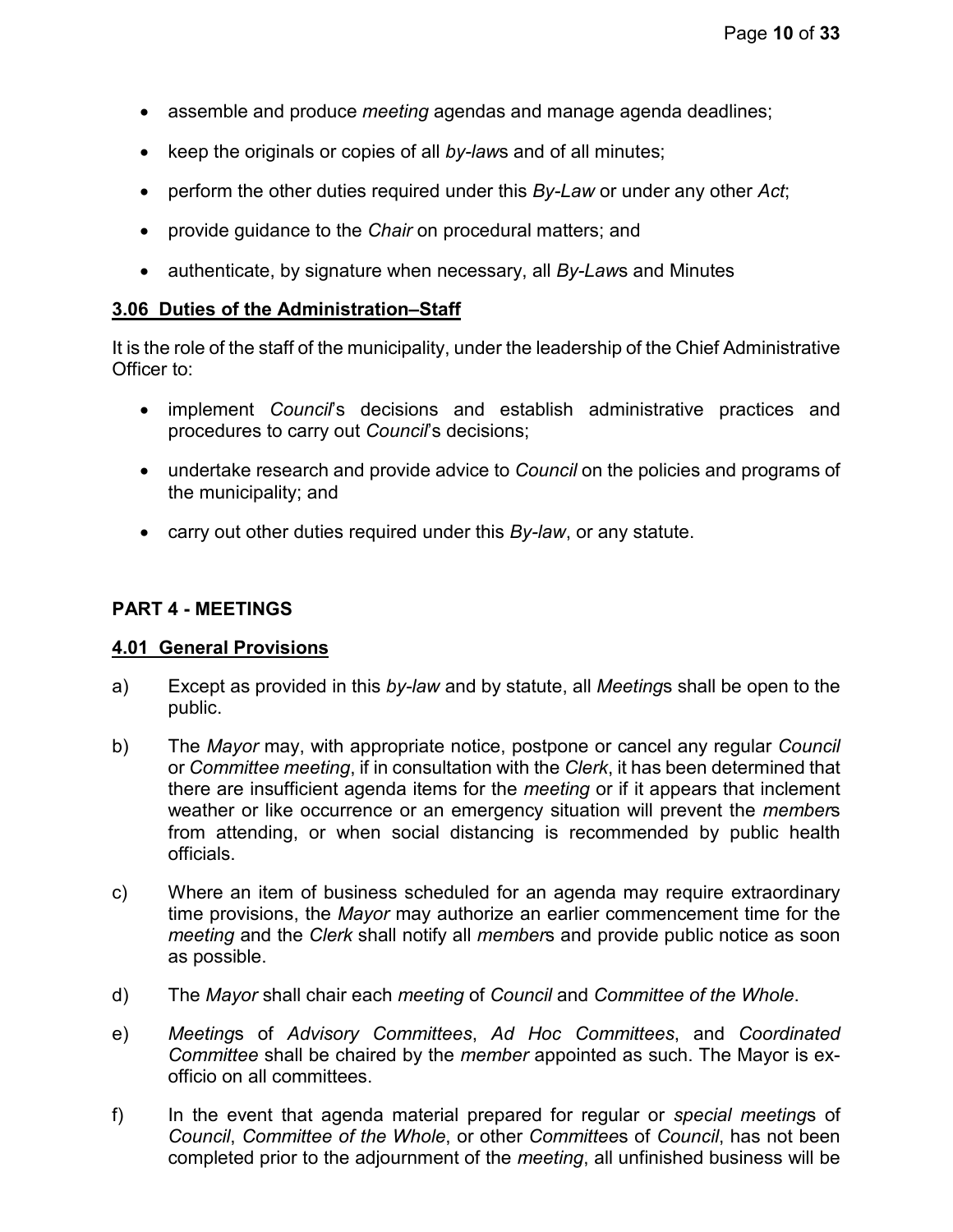- assemble and produce *meeting* agendas and manage agenda deadlines;
- keep the originals or copies of all *by-law*s and of all minutes;
- perform the other duties required under this *By-Law* or under any other *Act*;
- provide guidance to the *Chair* on procedural matters; and
- authenticate, by signature when necessary, all *By-Law*s and Minutes

**3.06 Duties of the Administration–Staff**

It is the role of the staff of the municipality, under the leadership of the Chief Administrative Officer to:

- implement *Council*'s decisions and establish administrative practices and procedures to carry out *Council*'s decisions;
- undertake research and provide advice to *Council* on the policies and programs of the municipality; and
- carry out other duties required under this *By-law*, or any statute.

## PART 4 - MEETINGS

**4.01 General Provisions**

a) Except as provided in this *by-law* and by statute, all *Meeting*s shall be open to the public.

b) The *Mayor* may, with appropriate notice, postpone or cancel any regular *Council* or *Committee meeting*, if in consultation with the *Clerk*, it has been determined that there are insufficient agenda items for the *meeting* or if it appears that inclement weather or like occurrence or an emergency situation will prevent the *member*s from attending, or when social distancing is recommended by public health officials.

c) Where an item of business scheduled for an agenda may require extraordinary time provisions, the *Mayor* may authorize an earlier commencement time for the *meeting* and the *Clerk* shall notify all *member*s and provide public notice as soon as possible.

d) The *Mayor* shall chair each *meeting* of *Council* and *Committee of the Whole*.

e) *Meeting*s of *Advisory Committees*, *Ad Hoc Committees*, and *Coordinated Committee* shall be chaired by the *member* appointed as such. The Mayor is ex-officio on all committees.

f) In the event that agenda material prepared for regular or *special meeting*s of *Council*, *Committee of the Whole*, or other *Committee*s of *Council*, has not been completed prior to the adjournment of the *meeting*, all unfinished business will be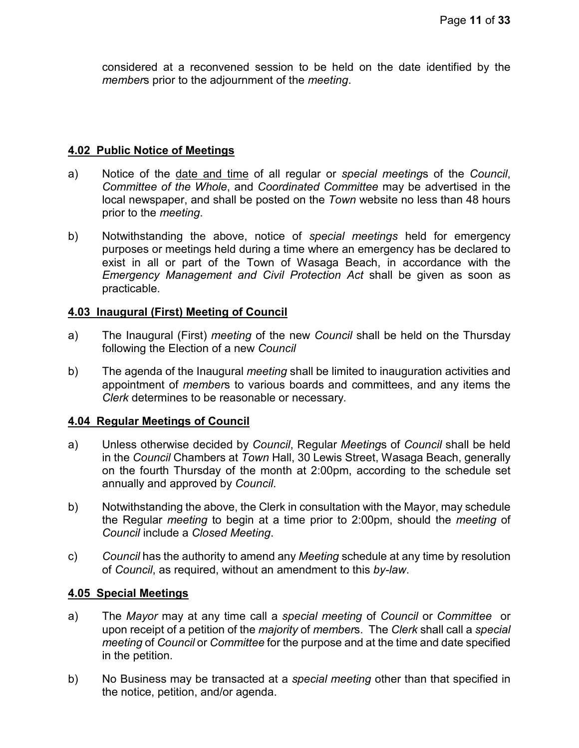considered at a reconvened session to be held on the date identified by the *member*s prior to the adjournment of the *meeting*.

### **4.02 Public Notice of Meetings**

a) Notice of the <u>date and time</u> of all regular or *special meeting*s of the *Council*, *Committee of the Whole*, and *Coordinated Committee* may be advertised in the local newspaper, and shall be posted on the *Town* website no less than 48 hours prior to the *meeting*.

b) Notwithstanding the above, notice of *special meetings* held for emergency purposes or meetings held during a time where an emergency has be declared to exist in all or part of the Town of Wasaga Beach, in accordance with the *Emergency Management and Civil Protection Act* shall be given as soon as practicable.

### **4.03 Inaugural (First) Meeting of Council**

a) The Inaugural (First) *meeting* of the new *Council* shall be held on the Thursday following the Election of a new *Council*

b) The agenda of the Inaugural *meeting* shall be limited to inauguration activities and appointment of *member*s to various boards and committees, and any items the *Clerk* determines to be reasonable or necessary.

### **4.04 Regular Meetings of Council**

a) Unless otherwise decided by *Council*, Regular *Meeting*s of *Council* shall be held in the *Council* Chambers at *Town* Hall, 30 Lewis Street, Wasaga Beach, generally on the fourth Thursday of the month at 2:00pm, according to the schedule set annually and approved by *Council*.

b) Notwithstanding the above, the Clerk in consultation with the Mayor, may schedule the Regular *meeting* to begin at a time prior to 2:00pm, should the *meeting* of *Council* include a *Closed Meeting*.

c) *Council* has the authority to amend any *Meeting* schedule at any time by resolution of *Council*, as required, without an amendment to this *by-law*.

### **4.05 Special Meetings**

a) The *Mayor* may at any time call a *special meeting* of *Council* or *Committee* or upon receipt of a petition of the *majority* of *member*s. The *Clerk* shall call a *special meeting* of *Council* or *Committee* for the purpose and at the time and date specified in the petition.

b) No Business may be transacted at a *special meeting* other than that specified in the notice, petition, and/or agenda.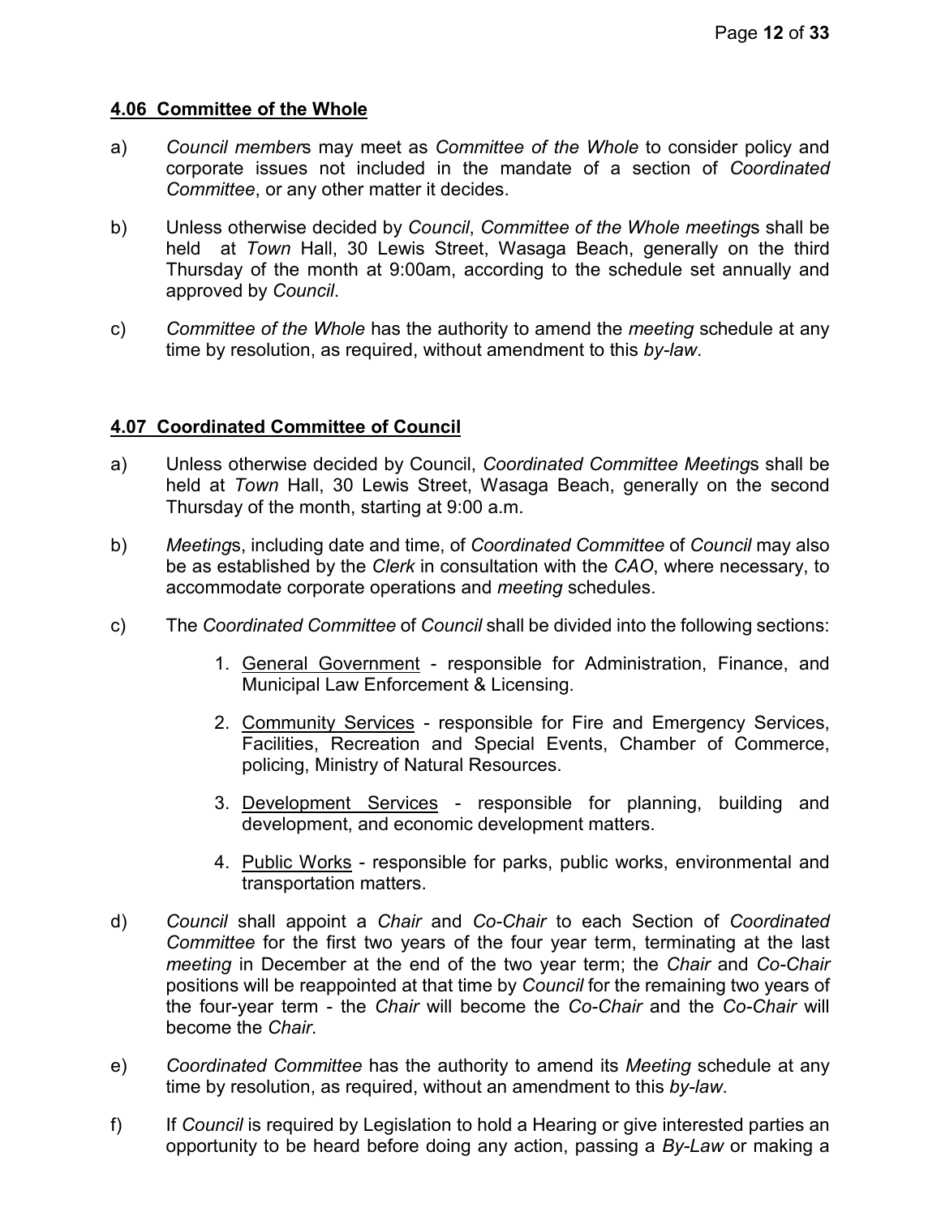## **4.06 Committee of the Whole**

a) *Council member*s may meet as *Committee of the Whole* to consider policy and corporate issues not included in the mandate of a section of *Coordinated Committee*, or any other matter it decides.

b) Unless otherwise decided by *Council*, *Committee of the Whole meeting*s shall be held at *Town* Hall, 30 Lewis Street, Wasaga Beach, generally on the third Thursday of the month at 9:00am, according to the schedule set annually and approved by *Council*.

c) *Committee of the Whole* has the authority to amend the *meeting* schedule at any time by resolution, as required, without amendment to this *by-law*.

## **4.07 Coordinated Committee of Council**

a) Unless otherwise decided by Council, *Coordinated Committee Meeting*s shall be held at *Town* Hall, 30 Lewis Street, Wasaga Beach, generally on the second Thursday of the month, starting at 9:00 a.m.

b) *Meeting*s, including date and time, of *Coordinated Committee* of *Council* may also be as established by the *Clerk* in consultation with the *CAO*, where necessary, to accommodate corporate operations and *meeting* schedules.

c) The *Coordinated Committee* of *Council* shall be divided into the following sections:

   1. General Government - responsible for Administration, Finance, and Municipal Law Enforcement & Licensing.
   2. Community Services - responsible for Fire and Emergency Services, Facilities, Recreation and Special Events, Chamber of Commerce, policing, Ministry of Natural Resources.
   3. Development Services - responsible for planning, building and development, and economic development matters.
   4. Public Works - responsible for parks, public works, environmental and transportation matters.

d) *Council* shall appoint a *Chair* and *Co-Chair* to each Section of *Coordinated Committee* for the first two years of the four year term, terminating at the last *meeting* in December at the end of the two year term; the *Chair* and *Co-Chair* positions will be reappointed at that time by *Council* for the remaining two years of the four-year term - the *Chair* will become the *Co-Chair* and the *Co-Chair* will become the *Chair*.

e) *Coordinated Committee* has the authority to amend its *Meeting* schedule at any time by resolution, as required, without an amendment to this *by-law*.

f) If *Council* is required by Legislation to hold a Hearing or give interested parties an opportunity to be heard before doing any action, passing a *By-Law* or making a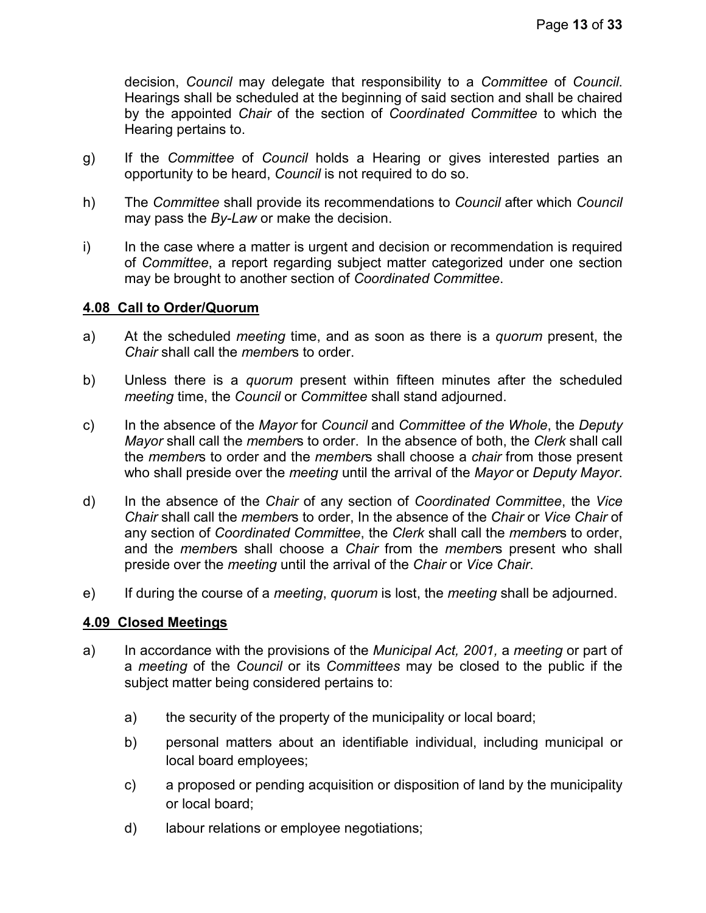decision, *Council* may delegate that responsibility to a *Committee* of *Council*. Hearings shall be scheduled at the beginning of said section and shall be chaired by the appointed *Chair* of the section of *Coordinated Committee* to which the Hearing pertains to.

g) If the *Committee* of *Council* holds a Hearing or gives interested parties an opportunity to be heard, *Council* is not required to do so.

h) The *Committee* shall provide its recommendations to *Council* after which *Council* may pass the *By-Law* or make the decision.

i) In the case where a matter is urgent and decision or recommendation is required of *Committee*, a report regarding subject matter categorized under one section may be brought to another section of *Coordinated Committee*.

**4.08 Call to Order/Quorum**

a) At the scheduled *meeting* time, and as soon as there is a *quorum* present, the *Chair* shall call the *member*s to order.

b) Unless there is a *quorum* present within fifteen minutes after the scheduled *meeting* time, the *Council* or *Committee* shall stand adjourned.

c) In the absence of the *Mayor* for *Council* and *Committee of the Whole*, the *Deputy Mayor* shall call the *member*s to order. In the absence of both, the *Clerk* shall call the *member*s to order and the *member*s shall choose a *chair* from those present who shall preside over the *meeting* until the arrival of the *Mayor* or *Deputy Mayor*.

d) In the absence of the *Chair* of any section of *Coordinated Committee*, the *Vice Chair* shall call the *member*s to order, In the absence of the *Chair* or *Vice Chair* of any section of *Coordinated Committee*, the *Clerk* shall call the *member*s to order, and the *member*s shall choose a *Chair* from the *member*s present who shall preside over the *meeting* until the arrival of the *Chair* or *Vice Chair*.

e) If during the course of a *meeting*, *quorum* is lost, the *meeting* shall be adjourned.

**4.09 Closed Meetings**

a) In accordance with the provisions of the *Municipal Act, 2001,* a *meeting* or part of a *meeting* of the *Council* or its *Committees* may be closed to the public if the subject matter being considered pertains to:

   a) the security of the property of the municipality or local board;

   b) personal matters about an identifiable individual, including municipal or local board employees;

   c) a proposed or pending acquisition or disposition of land by the municipality or local board;

   d) labour relations or employee negotiations;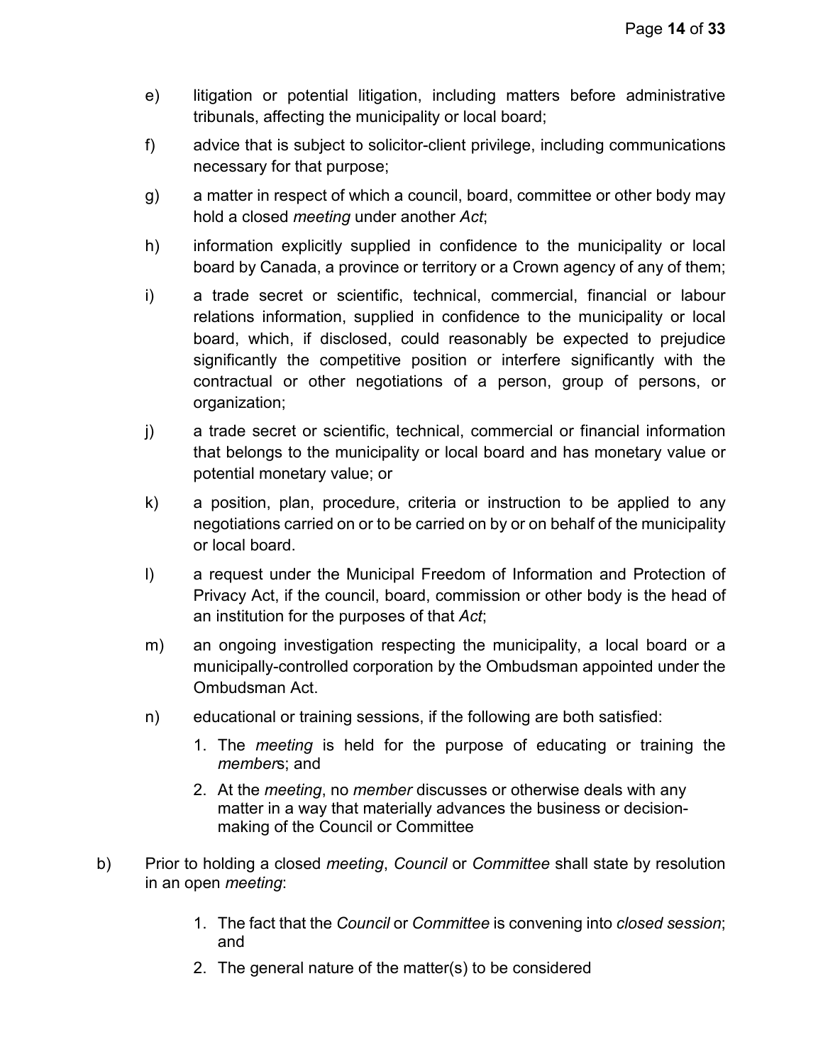e) litigation or potential litigation, including matters before administrative tribunals, affecting the municipality or local board;

f) advice that is subject to solicitor-client privilege, including communications necessary for that purpose;

g) a matter in respect of which a council, board, committee or other body may hold a closed *meeting* under another *Act*;

h) information explicitly supplied in confidence to the municipality or local board by Canada, a province or territory or a Crown agency of any of them;

i) a trade secret or scientific, technical, commercial, financial or labour relations information, supplied in confidence to the municipality or local board, which, if disclosed, could reasonably be expected to prejudice significantly the competitive position or interfere significantly with the contractual or other negotiations of a person, group of persons, or organization;

j) a trade secret or scientific, technical, commercial or financial information that belongs to the municipality or local board and has monetary value or potential monetary value; or

k) a position, plan, procedure, criteria or instruction to be applied to any negotiations carried on or to be carried on by or on behalf of the municipality or local board.

l) a request under the Municipal Freedom of Information and Protection of Privacy Act, if the council, board, commission or other body is the head of an institution for the purposes of that *Act*;

m) an ongoing investigation respecting the municipality, a local board or a municipally-controlled corporation by the Ombudsman appointed under the Ombudsman Act.

n) educational or training sessions, if the following are both satisfied:

   1. The *meeting* is held for the purpose of educating or training the *member*s; and
   2. At the *meeting*, no *member* discusses or otherwise deals with any matter in a way that materially advances the business or decision-making of the Council or Committee

b) Prior to holding a closed *meeting*, *Council* or *Committee* shall state by resolution in an open *meeting*:

   1. The fact that the *Council* or *Committee* is convening into *closed session*; and
   2. The general nature of the matter(s) to be considered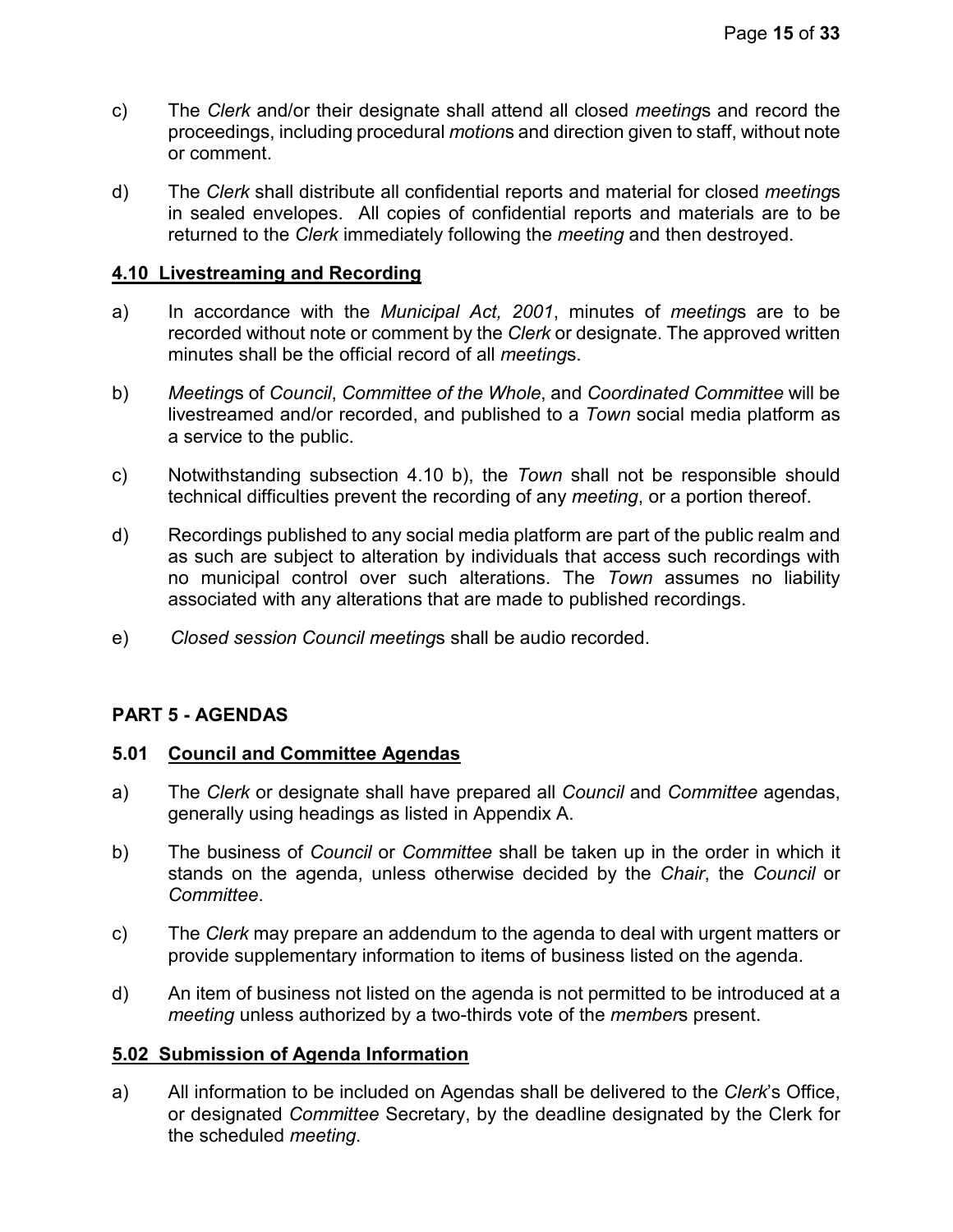c) The *Clerk* and/or their designate shall attend all closed *meeting*s and record the proceedings, including procedural *motion*s and direction given to staff, without note or comment.

d) The *Clerk* shall distribute all confidential reports and material for closed *meeting*s in sealed envelopes. All copies of confidential reports and materials are to be returned to the *Clerk* immediately following the *meeting* and then destroyed.

### 4.10 Livestreaming and Recording

a) In accordance with the *Municipal Act, 2001*, minutes of *meeting*s are to be recorded without note or comment by the *Clerk* or designate. The approved written minutes shall be the official record of all *meeting*s.

b) *Meeting*s of *Council*, *Committee of the Whole*, and *Coordinated Committee* will be livestreamed and/or recorded, and published to a *Town* social media platform as a service to the public.

c) Notwithstanding subsection 4.10 b), the *Town* shall not be responsible should technical difficulties prevent the recording of any *meeting*, or a portion thereof.

d) Recordings published to any social media platform are part of the public realm and as such are subject to alteration by individuals that access such recordings with no municipal control over such alterations. The *Town* assumes no liability associated with any alterations that are made to published recordings.

e) *Closed session Council meeting*s shall be audio recorded.

## PART 5 - AGENDAS

### 5.01 Council and Committee Agendas

a) The *Clerk* or designate shall have prepared all *Council* and *Committee* agendas, generally using headings as listed in Appendix A.

b) The business of *Council* or *Committee* shall be taken up in the order in which it stands on the agenda, unless otherwise decided by the *Chair*, the *Council* or *Committee*.

c) The *Clerk* may prepare an addendum to the agenda to deal with urgent matters or provide supplementary information to items of business listed on the agenda.

d) An item of business not listed on the agenda is not permitted to be introduced at a *meeting* unless authorized by a two-thirds vote of the *member*s present.

### 5.02 Submission of Agenda Information

a) All information to be included on Agendas shall be delivered to the *Clerk*'s Office, or designated *Committee* Secretary, by the deadline designated by the Clerk for the scheduled *meeting*.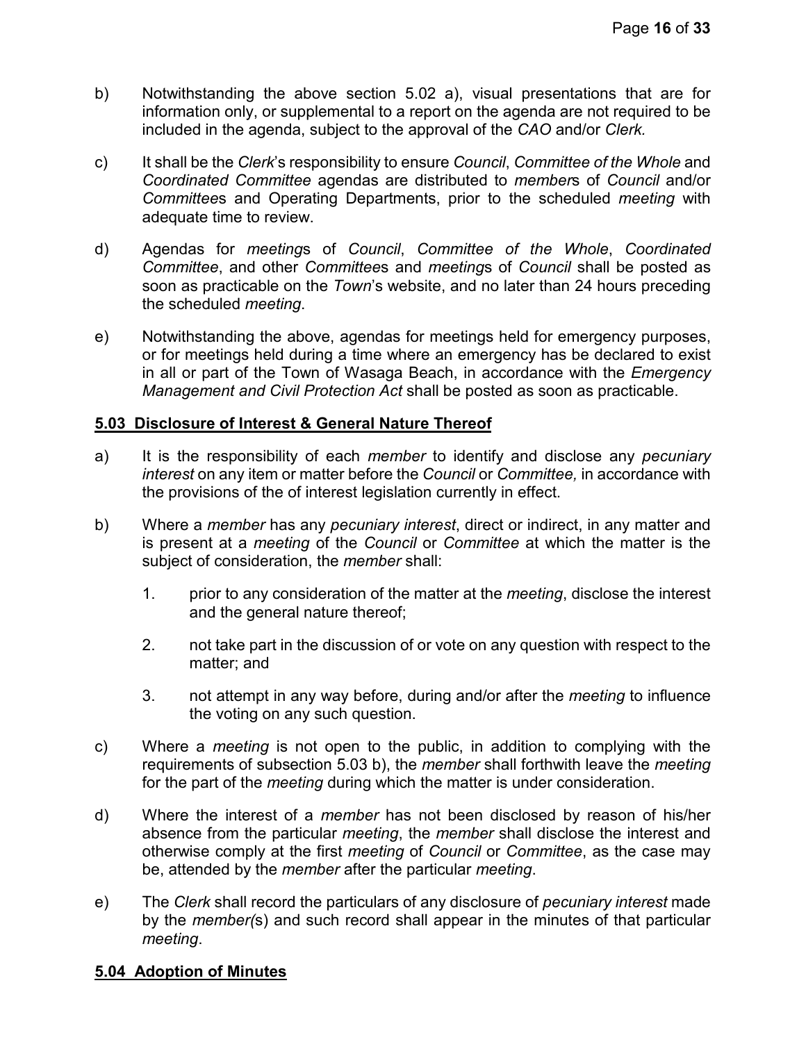b) Notwithstanding the above section 5.02 a), visual presentations that are for information only, or supplemental to a report on the agenda are not required to be included in the agenda, subject to the approval of the *CAO* and/or *Clerk.*

c) It shall be the *Clerk*'s responsibility to ensure *Council*, *Committee of the Whole* and *Coordinated Committee* agendas are distributed to *member*s of *Council* and/or *Committee*s and Operating Departments, prior to the scheduled *meeting* with adequate time to review.

d) Agendas for *meeting*s of *Council*, *Committee of the Whole*, *Coordinated Committee*, and other *Committee*s and *meeting*s of *Council* shall be posted as soon as practicable on the *Town*'s website, and no later than 24 hours preceding the scheduled *meeting*.

e) Notwithstanding the above, agendas for meetings held for emergency purposes, or for meetings held during a time where an emergency has been declared to exist in all or part of the Town of Wasaga Beach, in accordance with the *Emergency Management and Civil Protection Act* shall be posted as soon as practicable.

## 5.03 Disclosure of Interest & General Nature Thereof

a) It is the responsibility of each *member* to identify and disclose any *pecuniary interest* on any item or matter before the *Council* or *Committee,* in accordance with the provisions of the of interest legislation currently in effect.

b) Where a *member* has any *pecuniary interest*, direct or indirect, in any matter and is present at a *meeting* of the *Council* or *Committee* at which the matter is the subject of consideration, the *member* shall:

   1. prior to any consideration of the matter at the *meeting*, disclose the interest and the general nature thereof;

   2. not take part in the discussion of or vote on any question with respect to the matter; and

   3. not attempt in any way before, during and/or after the *meeting* to influence the voting on any such question.

c) Where a *meeting* is not open to the public, in addition to complying with the requirements of subsection 5.03 b), the *member* shall forthwith leave the *meeting* for the part of the *meeting* during which the matter is under consideration.

d) Where the interest of a *member* has not been disclosed by reason of his/her absence from the particular *meeting*, the *member* shall disclose the interest and otherwise comply at the first *meeting* of *Council* or *Committee*, as the case may be, attended by the *member* after the particular *meeting*.

e) The *Clerk* shall record the particulars of any disclosure of *pecuniary interest* made by the *member(*s) and such record shall appear in the minutes of that particular *meeting*.

## 5.04 Adoption of Minutes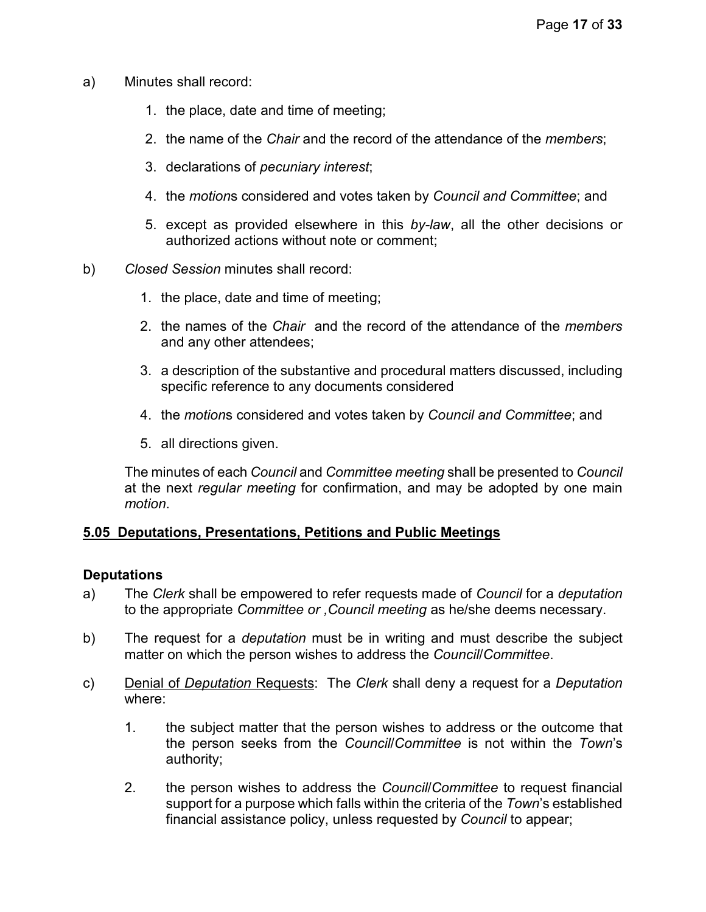a) Minutes shall record:

   1. the place, date and time of meeting;
   2. the name of the *Chair* and the record of the attendance of the *members*;
   3. declarations of *pecuniary interest*;
   4. the *motion*s considered and votes taken by *Council and Committee*; and
   5. except as provided elsewhere in this *by-law*, all the other decisions or authorized actions without note or comment;

b) *Closed Session* minutes shall record:

   1. the place, date and time of meeting;
   2. the names of the *Chair* and the record of the attendance of the *members* and any other attendees;
   3. a description of the substantive and procedural matters discussed, including specific reference to any documents considered
   4. the *motion*s considered and votes taken by *Council and Committee*; and
   5. all directions given.

The minutes of each *Council* and *Committee meeting* shall be presented to *Council* at the next *regular meeting* for confirmation, and may be adopted by one main *motion*.

## 5.05 Deputations, Presentations, Petitions and Public Meetings

### Deputations

a) The *Clerk* shall be empowered to refer requests made of *Council* for a *deputation* to the appropriate *Committee or ,Council meeting* as he/she deems necessary.

b) The request for a *deputation* must be in writing and must describe the subject matter on which the person wishes to address the *Council*/*Committee*.

c) Denial of *Deputation* Requests: The *Clerk* shall deny a request for a *Deputation* where:

   1. the subject matter that the person wishes to address or the outcome that the person seeks from the *Council*/*Committee* is not within the *Town*'s authority;
   2. the person wishes to address the *Council*/*Committee* to request financial support for a purpose which falls within the criteria of the *Town*'s established financial assistance policy, unless requested by *Council* to appear;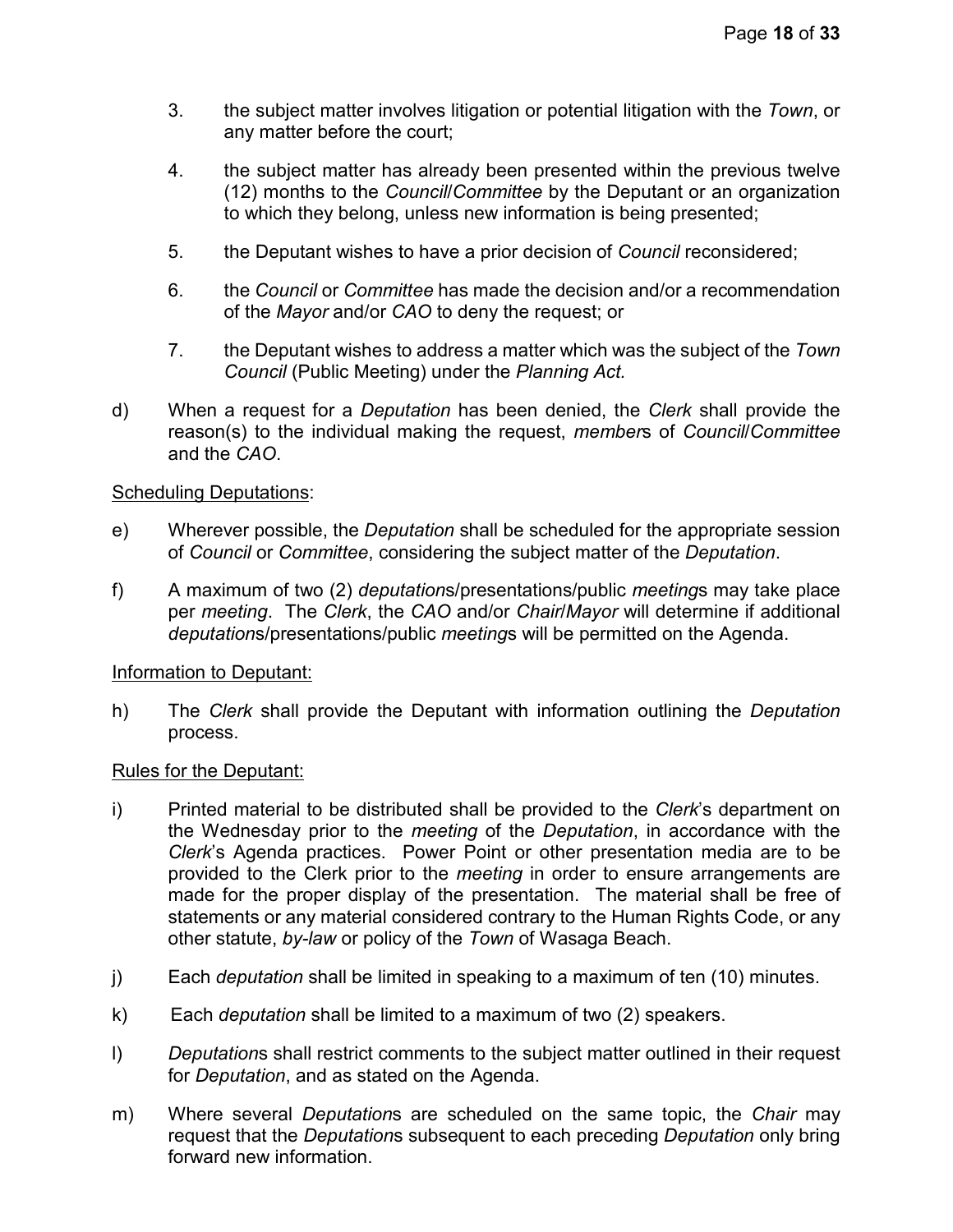3. the subject matter involves litigation or potential litigation with the *Town*, or any matter before the court;

4. the subject matter has already been presented within the previous twelve (12) months to the *Council*/*Committee* by the Deputant or an organization to which they belong, unless new information is being presented;

5. the Deputant wishes to have a prior decision of *Council* reconsidered;

6. the *Council* or *Committee* has made the decision and/or a recommendation of the *Mayor* and/or *CAO* to deny the request; or

7. the Deputant wishes to address a matter which was the subject of the *Town Council* (Public Meeting) under the *Planning Act.*

d) When a request for a *Deputation* has been denied, the *Clerk* shall provide the reason(s) to the individual making the request, *member*s of *Council*/*Committee* and the *CAO*.

<u>Scheduling Deputations</u>:

e) Wherever possible, the *Deputation* shall be scheduled for the appropriate session of *Council* or *Committee*, considering the subject matter of the *Deputation*.

f) A maximum of two (2) *deputation*s/presentations/public *meeting*s may take place per *meeting*. The *Clerk*, the *CAO* and/or *Chair*/*Mayor* will determine if additional *deputation*s/presentations/public *meeting*s will be permitted on the Agenda.

<u>Information to Deputant:</u>

h) The *Clerk* shall provide the Deputant with information outlining the *Deputation* process.

<u>Rules for the Deputant:</u>

i) Printed material to be distributed shall be provided to the *Clerk*'s department on the Wednesday prior to the *meeting* of the *Deputation*, in accordance with the *Clerk*'s Agenda practices. Power Point or other presentation media are to be provided to the Clerk prior to the *meeting* in order to ensure arrangements are made for the proper display of the presentation. The material shall be free of statements or any material considered contrary to the Human Rights Code, or any other statute, *by-law* or policy of the *Town* of Wasaga Beach.

j) Each *deputation* shall be limited in speaking to a maximum of ten (10) minutes.

k) Each *deputation* shall be limited to a maximum of two (2) speakers.

l) *Deputation*s shall restrict comments to the subject matter outlined in their request for *Deputation*, and as stated on the Agenda.

m) Where several *Deputation*s are scheduled on the same topic, the *Chair* may request that the *Deputation*s subsequent to each preceding *Deputation* only bring forward new information.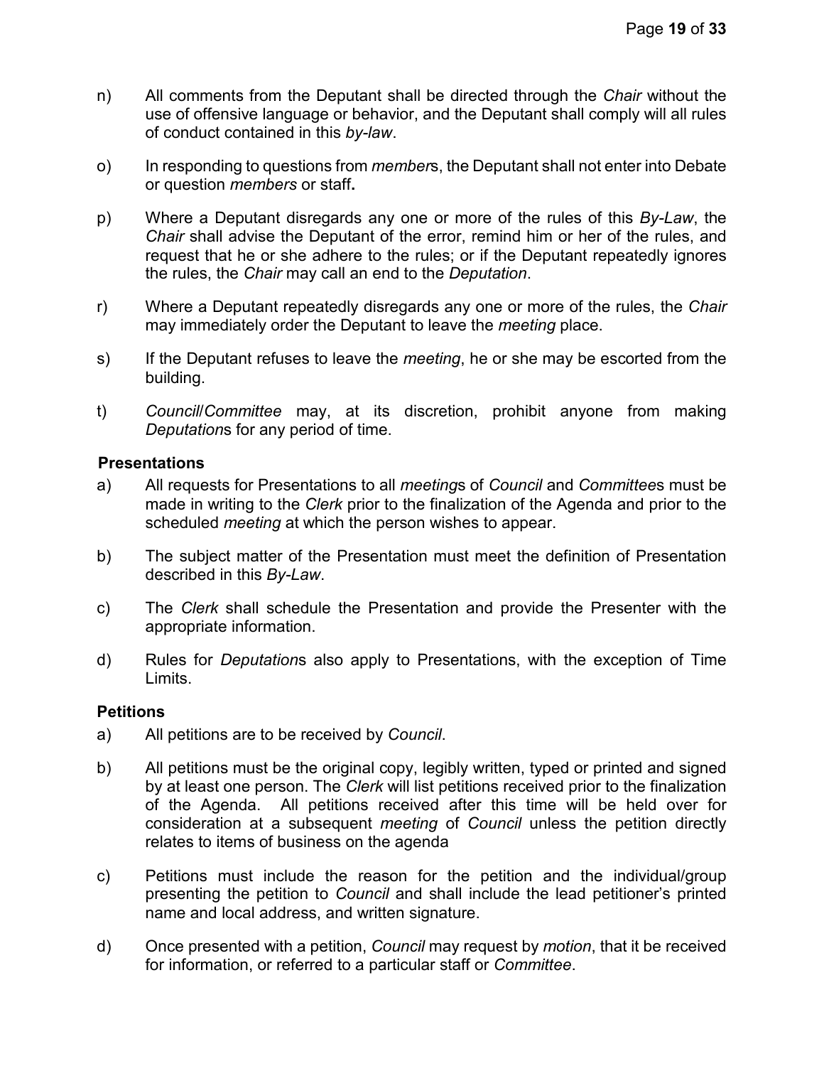n) All comments from the Deputant shall be directed through the *Chair* without the use of offensive language or behavior, and the Deputant shall comply will all rules of conduct contained in this *by-law*.

o) In responding to questions from *member*s, the Deputant shall not enter into Debate or question *members* or staff**.**

p) Where a Deputant disregards any one or more of the rules of this *By-Law*, the *Chair* shall advise the Deputant of the error, remind him or her of the rules, and request that he or she adhere to the rules; or if the Deputant repeatedly ignores the rules, the *Chair* may call an end to the *Deputation*.

r) Where a Deputant repeatedly disregards any one or more of the rules, the *Chair* may immediately order the Deputant to leave the *meeting* place.

s) If the Deputant refuses to leave the *meeting*, he or she may be escorted from the building.

t) *Council*/*Committee* may, at its discretion, prohibit anyone from making *Deputation*s for any period of time.

**Presentations**

a) All requests for Presentations to all *meeting*s of *Council* and *Committee*s must be made in writing to the *Clerk* prior to the finalization of the Agenda and prior to the scheduled *meeting* at which the person wishes to appear.

b) The subject matter of the Presentation must meet the definition of Presentation described in this *By-Law*.

c) The *Clerk* shall schedule the Presentation and provide the Presenter with the appropriate information.

d) Rules for *Deputation*s also apply to Presentations, with the exception of Time Limits.

**Petitions**

a) All petitions are to be received by *Council*.

b) All petitions must be the original copy, legibly written, typed or printed and signed by at least one person. The *Clerk* will list petitions received prior to the finalization of the Agenda. All petitions received after this time will be held over for consideration at a subsequent *meeting* of *Council* unless the petition directly relates to items of business on the agenda

c) Petitions must include the reason for the petition and the individual/group presenting the petition to *Council* and shall include the lead petitioner's printed name and local address, and written signature.

d) Once presented with a petition, *Council* may request by *motion*, that it be received for information, or referred to a particular staff or *Committee*.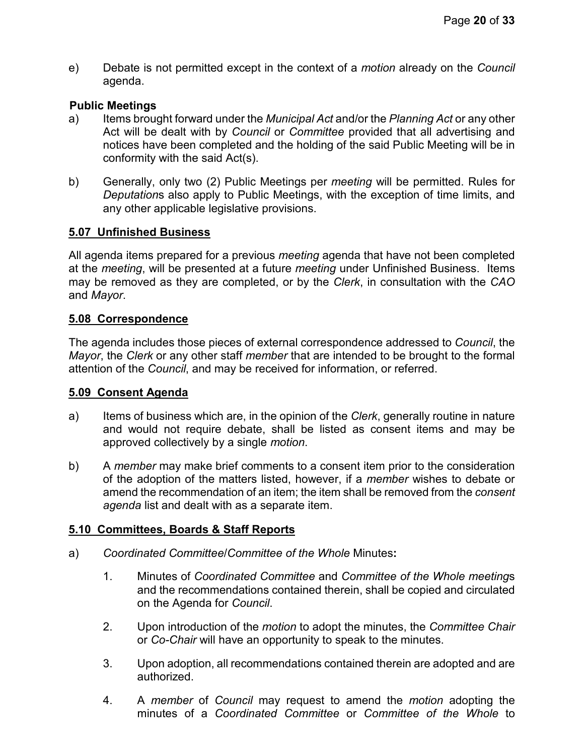e) Debate is not permitted except in the context of a *motion* already on the *Council* agenda.

**Public Meetings**

a) Items brought forward under the *Municipal Act* and/or the *Planning Act* or any other Act will be dealt with by *Council* or *Committee* provided that all advertising and notices have been completed and the holding of the said Public Meeting will be in conformity with the said Act(s).

b) Generally, only two (2) Public Meetings per *meeting* will be permitted. Rules for *Deputation*s also apply to Public Meetings, with the exception of time limits, and any other applicable legislative provisions.

## 5.07 Unfinished Business

All agenda items prepared for a previous *meeting* agenda that have not been completed at the *meeting*, will be presented at a future *meeting* under Unfinished Business. Items may be removed as they are completed, or by the *Clerk*, in consultation with the *CAO* and *Mayor*.

## 5.08 Correspondence

The agenda includes those pieces of external correspondence addressed to *Council*, the *Mayor*, the *Clerk* or any other staff *member* that are intended to be brought to the formal attention of the *Council*, and may be received for information, or referred.

## 5.09 Consent Agenda

a) Items of business which are, in the opinion of the *Clerk*, generally routine in nature and would not require debate, shall be listed as consent items and may be approved collectively by a single *motion*.

b) A *member* may make brief comments to a consent item prior to the consideration of the adoption of the matters listed, however, if a *member* wishes to debate or amend the recommendation of an item; the item shall be removed from the *consent agenda* list and dealt with as a separate item.

## 5.10 Committees, Boards & Staff Reports

a) *Coordinated Committee*/*Committee of the Whole* Minutes**:**

1. Minutes of *Coordinated Committee* and *Committee of the Whole meeting*s and the recommendations contained therein, shall be copied and circulated on the Agenda for *Council*.

2. Upon introduction of the *motion* to adopt the minutes, the *Committee Chair* or *Co-Chair* will have an opportunity to speak to the minutes.

3. Upon adoption, all recommendations contained therein are adopted and are authorized.

4. A *member* of *Council* may request to amend the *motion* adopting the minutes of a *Coordinated Committee* or *Committee of the Whole* to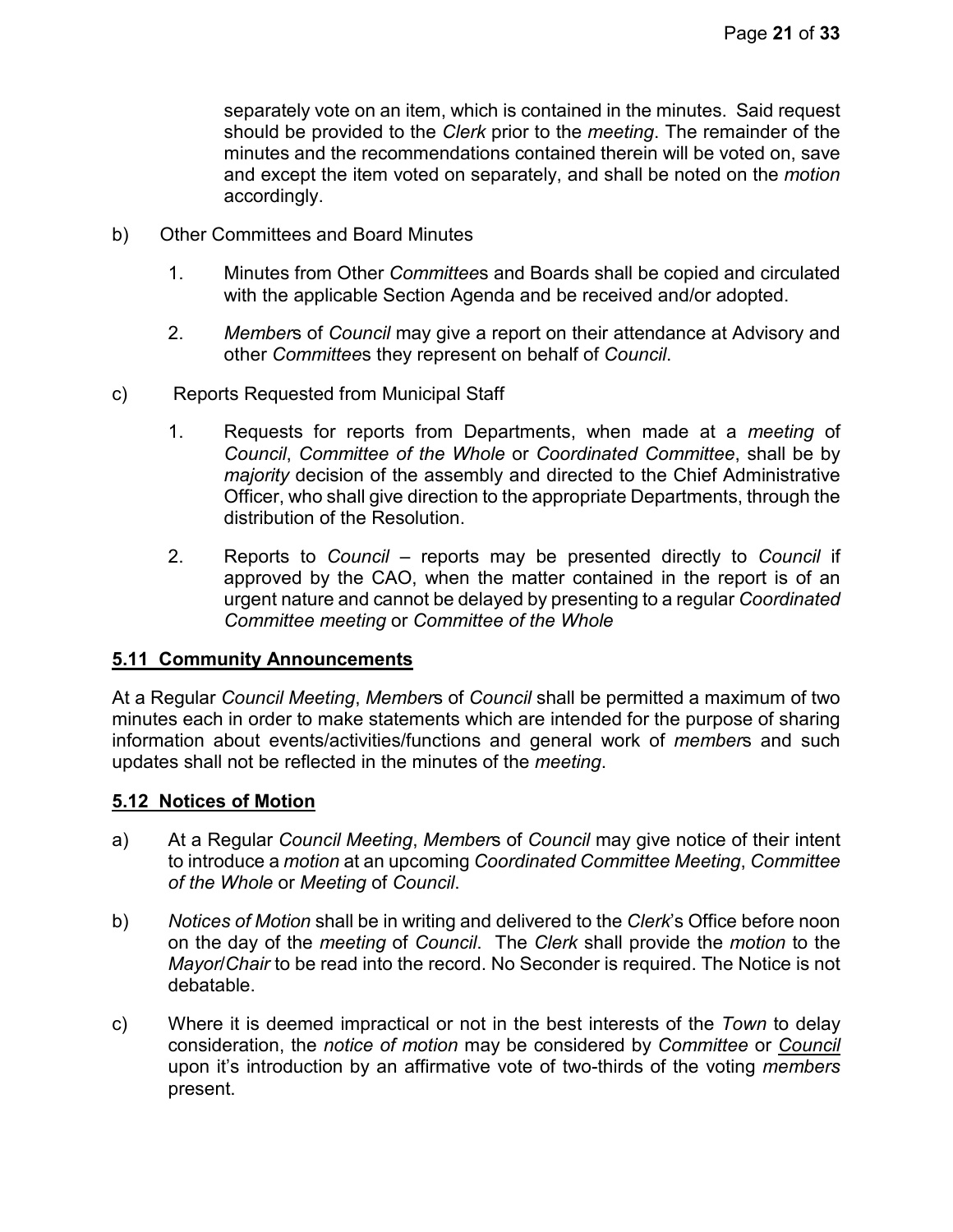separately vote on an item, which is contained in the minutes. Said request should be provided to the *Clerk* prior to the *meeting*. The remainder of the minutes and the recommendations contained therein will be voted on, save and except the item voted on separately, and shall be noted on the *motion* accordingly.

b) Other Committees and Board Minutes

1. Minutes from Other *Committee*s and Boards shall be copied and circulated with the applicable Section Agenda and be received and/or adopted.

2. *Member*s of *Council* may give a report on their attendance at Advisory and other *Committee*s they represent on behalf of *Council*.

c) Reports Requested from Municipal Staff

1. Requests for reports from Departments, when made at a *meeting* of *Council*, *Committee of the Whole* or *Coordinated Committee*, shall be by *majority* decision of the assembly and directed to the Chief Administrative Officer, who shall give direction to the appropriate Departments, through the distribution of the Resolution.

2. Reports to *Council* – reports may be presented directly to *Council* if approved by the CAO, when the matter contained in the report is of an urgent nature and cannot be delayed by presenting to a regular *Coordinated Committee meeting* or *Committee of the Whole*

## 5.11 Community Announcements

At a Regular *Council Meeting*, *Member*s of *Council* shall be permitted a maximum of two minutes each in order to make statements which are intended for the purpose of sharing information about events/activities/functions and general work of *member*s and such updates shall not be reflected in the minutes of the *meeting*.

## 5.12 Notices of Motion

a) At a Regular *Council Meeting*, *Member*s of *Council* may give notice of their intent to introduce a *motion* at an upcoming *Coordinated Committee Meeting*, *Committee of the Whole* or *Meeting* of *Council*.

b) *Notices of Motion* shall be in writing and delivered to the *Clerk*'s Office before noon on the day of the *meeting* of *Council*. The *Clerk* shall provide the *motion* to the *Mayor*/*Chair* to be read into the record. No Seconder is required. The Notice is not debatable.

c) Where it is deemed impractical or not in the best interests of the *Town* to delay consideration, the *notice of motion* may be considered by *Committee* or *Council* upon it's introduction by an affirmative vote of two-thirds of the voting *members* present.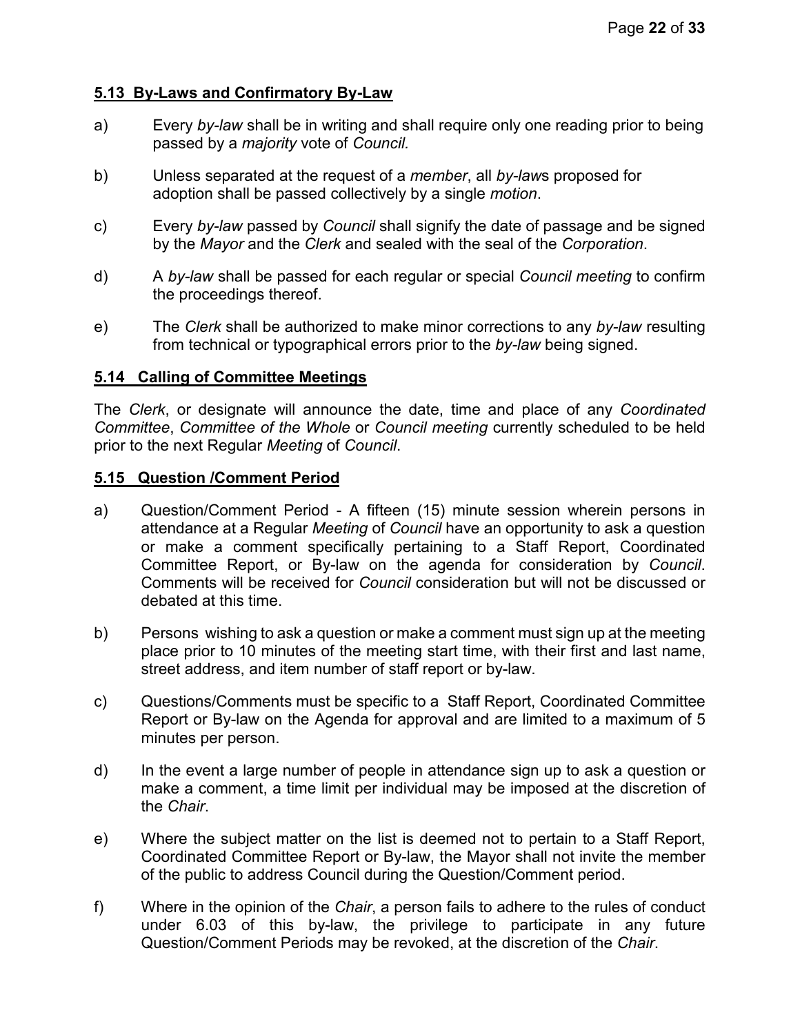### 5.13 By-Laws and Confirmatory By-Law

a) Every *by-law* shall be in writing and shall require only one reading prior to being passed by a *majority* vote of *Council.*

b) Unless separated at the request of a *member*, all *by-law*s proposed for adoption shall be passed collectively by a single *motion*.

c) Every *by-law* passed by *Council* shall signify the date of passage and be signed by the *Mayor* and the *Clerk* and sealed with the seal of the *Corporation*.

d) A *by-law* shall be passed for each regular or special *Council meeting* to confirm the proceedings thereof.

e) The *Clerk* shall be authorized to make minor corrections to any *by-law* resulting from technical or typographical errors prior to the *by-law* being signed.

### 5.14 Calling of Committee Meetings

The *Clerk*, or designate will announce the date, time and place of any *Coordinated Committee*, *Committee of the Whole* or *Council meeting* currently scheduled to be held prior to the next Regular *Meeting* of *Council*.

### 5.15 Question /Comment Period

a) Question/Comment Period - A fifteen (15) minute session wherein persons in attendance at a Regular *Meeting* of *Council* have an opportunity to ask a question or make a comment specifically pertaining to a Staff Report, Coordinated Committee Report, or By-law on the agenda for consideration by *Council*. Comments will be received for *Council* consideration but will not be discussed or debated at this time.

b) Persons wishing to ask a question or make a comment must sign up at the meeting place prior to 10 minutes of the meeting start time, with their first and last name, street address, and item number of staff report or by-law.

c) Questions/Comments must be specific to a Staff Report, Coordinated Committee Report or By-law on the Agenda for approval and are limited to a maximum of 5 minutes per person.

d) In the event a large number of people in attendance sign up to ask a question or make a comment, a time limit per individual may be imposed at the discretion of the *Chair*.

e) Where the subject matter on the list is deemed not to pertain to a Staff Report, Coordinated Committee Report or By-law, the Mayor shall not invite the member of the public to address Council during the Question/Comment period.

f) Where in the opinion of the *Chair*, a person fails to adhere to the rules of conduct under 6.03 of this by-law, the privilege to participate in any future Question/Comment Periods may be revoked, at the discretion of the *Chair*.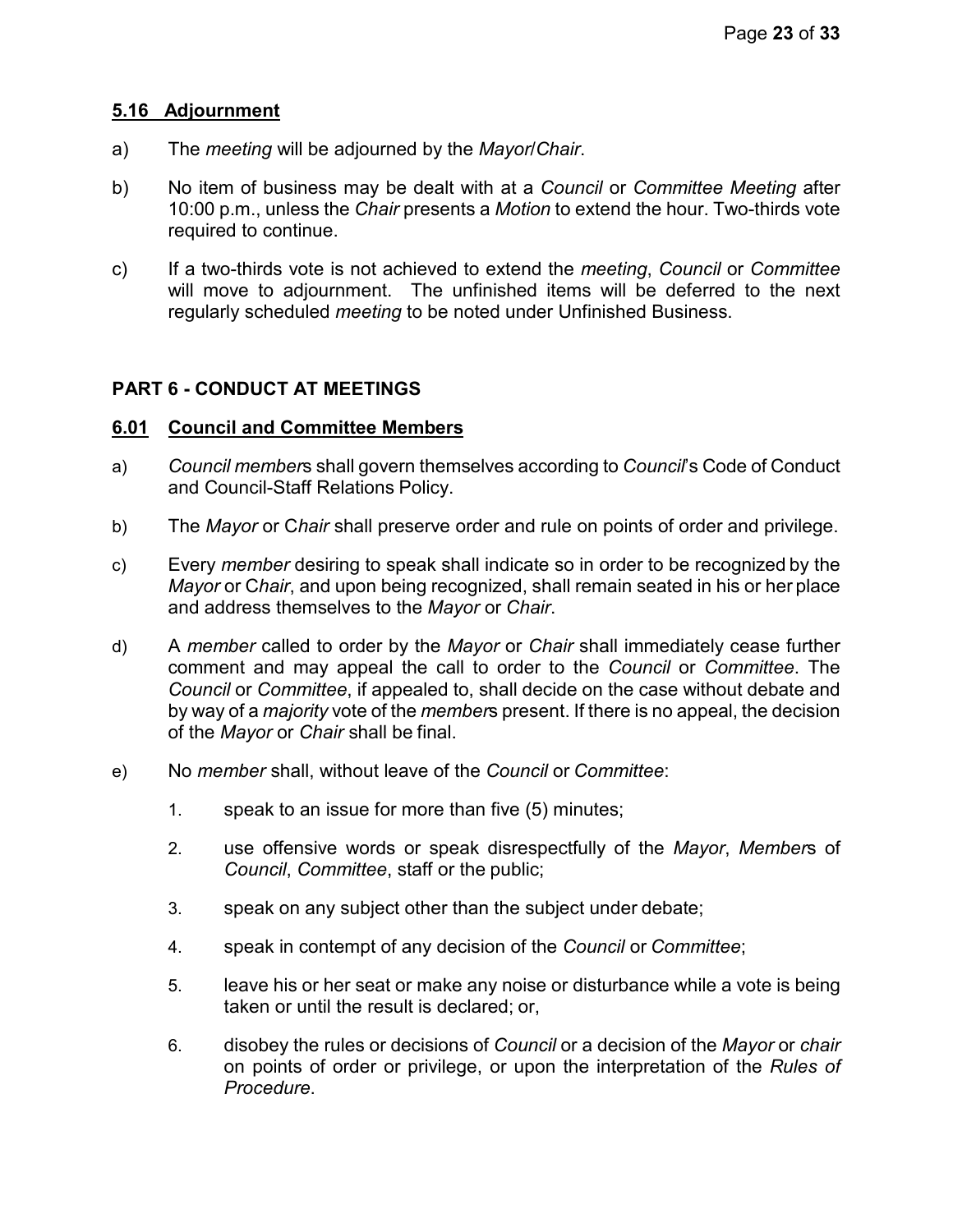### 5.16 Adjournment

a) The *meeting* will be adjourned by the *Mayor/Chair*.

b) No item of business may be dealt with at a *Council* or *Committee Meeting* after 10:00 p.m., unless the *Chair* presents a *Motion* to extend the hour. Two-thirds vote required to continue.

c) If a two-thirds vote is not achieved to extend the *meeting*, *Council* or *Committee* will move to adjournment. The unfinished items will be deferred to the next regularly scheduled *meeting* to be noted under Unfinished Business.

## PART 6 - CONDUCT AT MEETINGS

### 6.01 Council and Committee Members

a) *Council member*s shall govern themselves according to *Council*'s Code of Conduct and Council-Staff Relations Policy.

b) The *Mayor* or C*hair* shall preserve order and rule on points of order and privilege.

c) Every *member* desiring to speak shall indicate so in order to be recognized by the *Mayor* or C*hair*, and upon being recognized, shall remain seated in his or her place and address themselves to the *Mayor* or *Chair*.

d) A *member* called to order by the *Mayor* or *Chair* shall immediately cease further comment and may appeal the call to order to the *Council* or *Committee*. The *Council* or *Committee*, if appealed to, shall decide on the case without debate and by way of a *majority* vote of the *member*s present. If there is no appeal, the decision of the *Mayor* or *Chair* shall be final.

e) No *member* shall, without leave of the *Council* or *Committee*:

1. speak to an issue for more than five (5) minutes;
2. use offensive words or speak disrespectfully of the *Mayor*, *Member*s of *Council*, *Committee*, staff or the public;
3. speak on any subject other than the subject under debate;
4. speak in contempt of any decision of the *Council* or *Committee*;
5. leave his or her seat or make any noise or disturbance while a vote is being taken or until the result is declared; or,
6. disobey the rules or decisions of *Council* or a decision of the *Mayor* or *chair* on points of order or privilege, or upon the interpretation of the *Rules of Procedure*.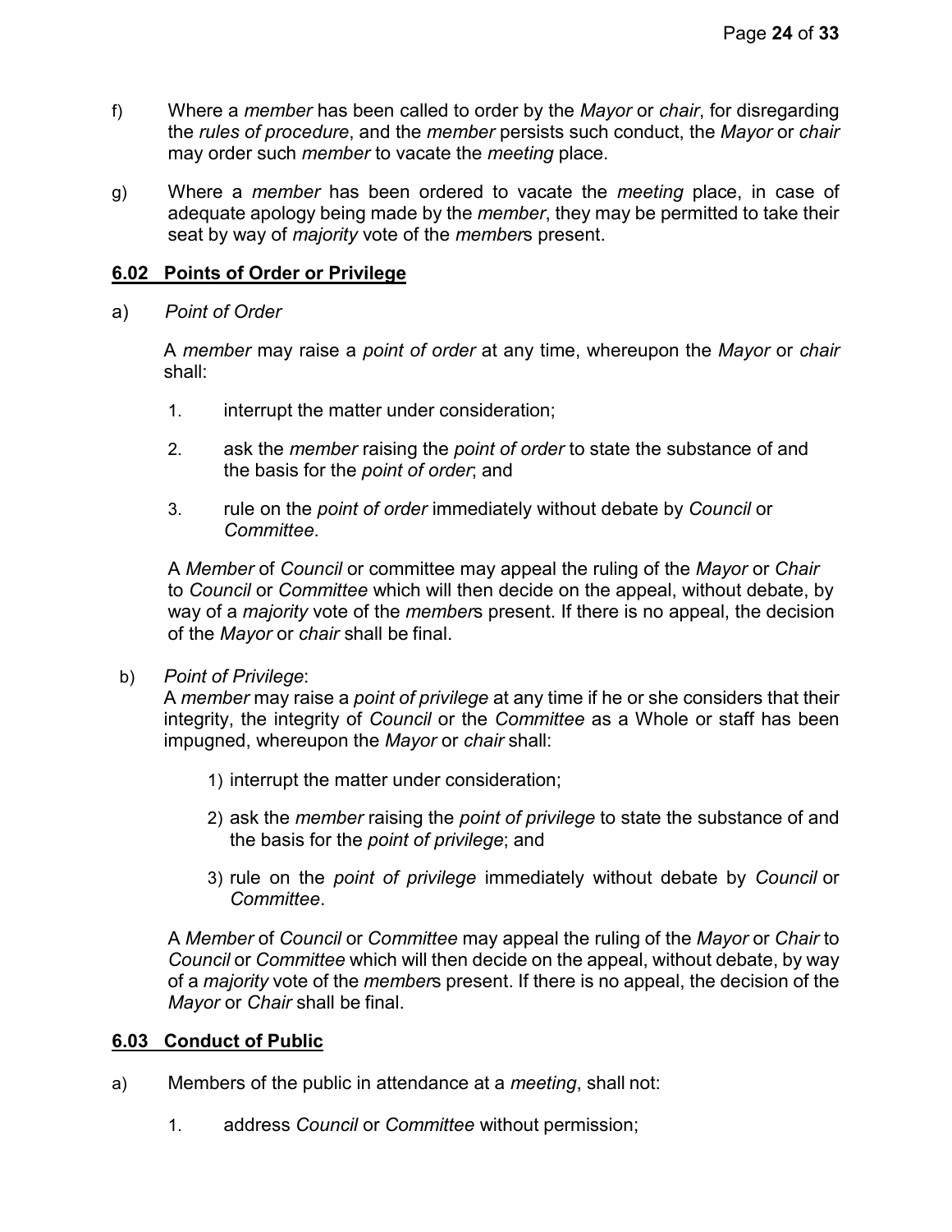f) Where a *member* has been called to order by the *Mayor* or *chair*, for disregarding the *rules of procedure*, and the *member* persists such conduct, the *Mayor* or *chair* may order such *member* to vacate the *meeting* place.

g) Where a *member* has been ordered to vacate the *meeting* place, in case of adequate apology being made by the *member*, they may be permitted to take their seat by way of *majority* vote of the *member*s present.

## **6.02 Points of Order or Privilege**

a) *Point of Order*

A *member* may raise a *point of order* at any time, whereupon the *Mayor* or *chair* shall:

1. interrupt the matter under consideration;
2. ask the *member* raising the *point of order* to state the substance of and the basis for the *point of order*; and
3. rule on the *point of order* immediately without debate by *Council* or *Committee*.

A *Member* of *Council* or committee may appeal the ruling of the *Mayor* or *Chair* to *Council* or *Committee* which will then decide on the appeal, without debate, by way of a *majority* vote of the *member*s present. If there is no appeal, the decision of the *Mayor* or *chair* shall be final.

b) *Point of Privilege*:
A *member* may raise a *point of privilege* at any time if he or she considers that their integrity, the integrity of *Council* or the *Committee* as a Whole or staff has been impugned, whereupon the *Mayor* or *chair* shall:

1) interrupt the matter under consideration;
2) ask the *member* raising the *point of privilege* to state the substance of and the basis for the *point of privilege*; and
3) rule on the *point of privilege* immediately without debate by *Council* or *Committee*.

A *Member* of *Council* or *Committee* may appeal the ruling of the *Mayor* or *Chair* to *Council* or *Committee* which will then decide on the appeal, without debate, by way of a *majority* vote of the *member*s present. If there is no appeal, the decision of the *Mayor* or *Chair* shall be final.

## **6.03 Conduct of Public**

a) Members of the public in attendance at a *meeting*, shall not:

1. address *Council* or *Committee* without permission;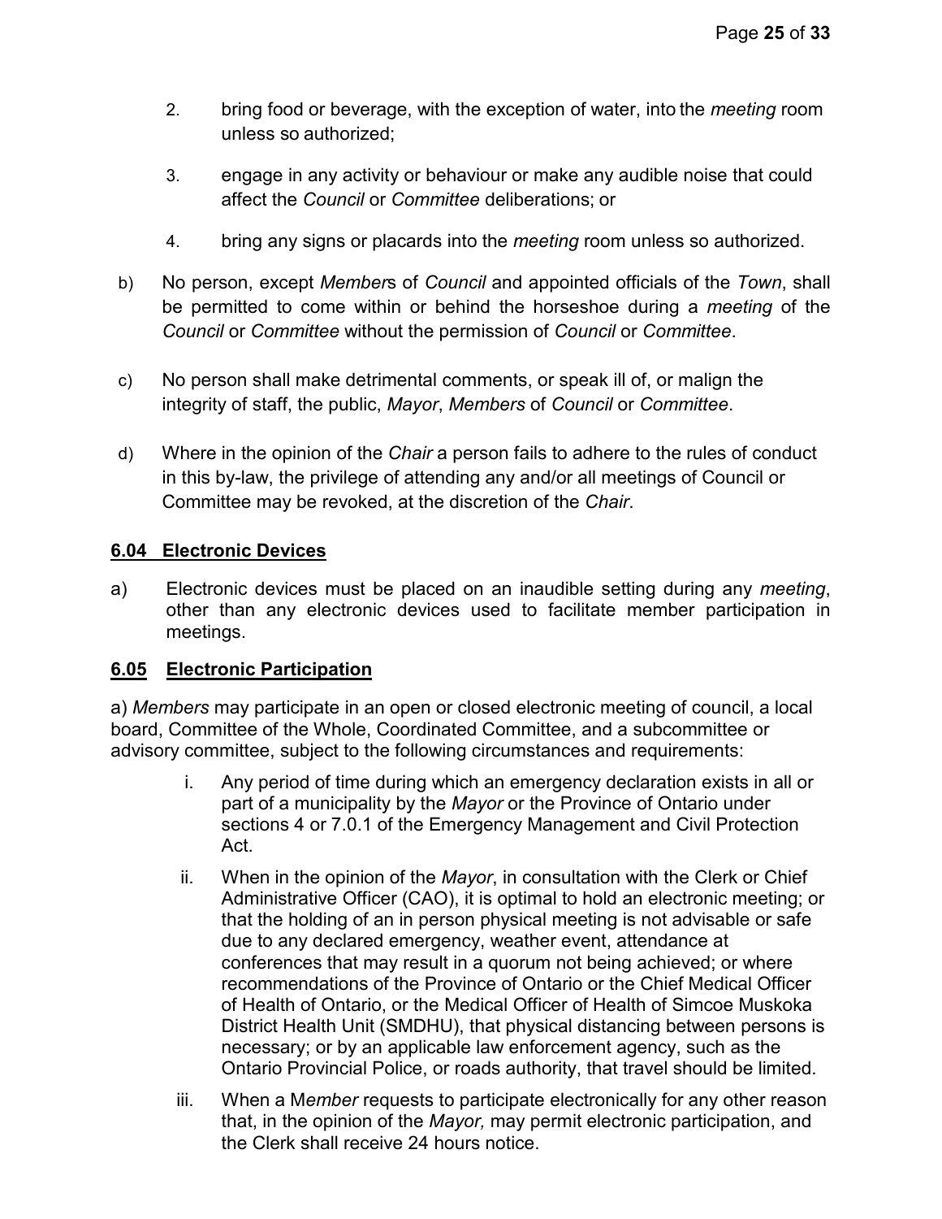2. bring food or beverage, with the exception of water, into the *meeting* room unless so authorized;

3. engage in any activity or behaviour or make any audible noise that could affect the *Council* or *Committee* deliberations; or

4. bring any signs or placards into the *meeting* room unless so authorized.

b) No person, except *Members* of *Council* and appointed officials of the *Town*, shall be permitted to come within or behind the horseshoe during a *meeting* of the *Council* or *Committee* without the permission of *Council* or *Committee*.

c) No person shall make detrimental comments, or speak ill of, or malign the integrity of staff, the public, *Mayor*, *Members* of *Council* or *Committee*.

d) Where in the opinion of the *Chair* a person fails to adhere to the rules of conduct in this by-law, the privilege of attending any and/or all meetings of Council or Committee may be revoked, at the discretion of the *Chair*.

### 6.04 Electronic Devices

a) Electronic devices must be placed on an inaudible setting during any *meeting*, other than any electronic devices used to facilitate member participation in meetings.

### 6.05 Electronic Participation

a) *Members* may participate in an open or closed electronic meeting of council, a local board, Committee of the Whole, Coordinated Committee, and a subcommittee or advisory committee, subject to the following circumstances and requirements:

i. Any period of time during which an emergency declaration exists in all or part of a municipality by the *Mayor* or the Province of Ontario under sections 4 or 7.0.1 of the Emergency Management and Civil Protection Act.

ii. When in the opinion of the *Mayor*, in consultation with the Clerk or Chief Administrative Officer (CAO), it is optimal to hold an electronic meeting; or that the holding of an in person physical meeting is not advisable or safe due to any declared emergency, weather event, attendance at conferences that may result in a quorum not being achieved; or where recommendations of the Province of Ontario or the Chief Medical Officer of Health of Ontario, or the Medical Officer of Health of Simcoe Muskoka District Health Unit (SMDHU), that physical distancing between persons is necessary; or by an applicable law enforcement agency, such as the Ontario Provincial Police, or roads authority, that travel should be limited.

iii. When a M*ember* requests to participate electronically for any other reason that, in the opinion of the *Mayor,* may permit electronic participation, and the Clerk shall receive 24 hours notice.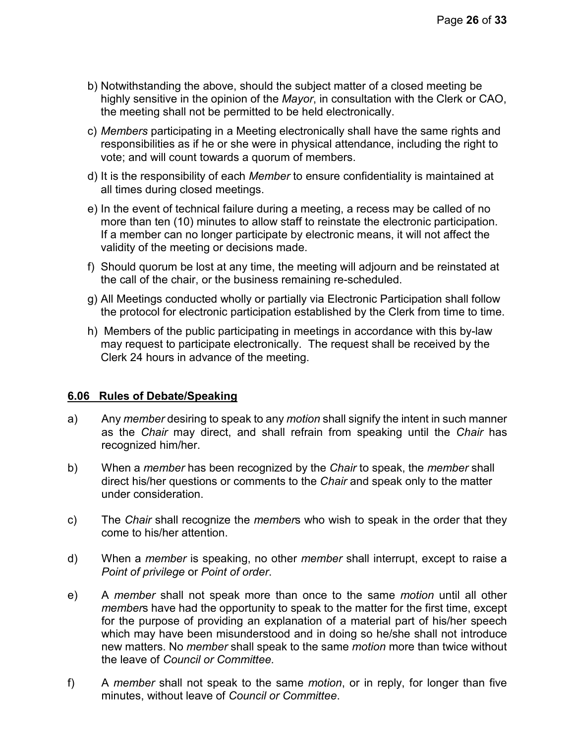b) Notwithstanding the above, should the subject matter of a closed meeting be highly sensitive in the opinion of the *Mayor*, in consultation with the Clerk or CAO, the meeting shall not be permitted to be held electronically.

c) *Members* participating in a Meeting electronically shall have the same rights and responsibilities as if he or she were in physical attendance, including the right to vote; and will count towards a quorum of members.

d) It is the responsibility of each *Member* to ensure confidentiality is maintained at all times during closed meetings.

e) In the event of technical failure during a meeting, a recess may be called of no more than ten (10) minutes to allow staff to reinstate the electronic participation. If a member can no longer participate by electronic means, it will not affect the validity of the meeting or decisions made.

f) Should quorum be lost at any time, the meeting will adjourn and be reinstated at the call of the chair, or the business remaining re-scheduled.

g) All Meetings conducted wholly or partially via Electronic Participation shall follow the protocol for electronic participation established by the Clerk from time to time.

h) Members of the public participating in meetings in accordance with this by-law may request to participate electronically. The request shall be received by the Clerk 24 hours in advance of the meeting.

### 6.06 Rules of Debate/Speaking

a) Any *member* desiring to speak to any *motion* shall signify the intent in such manner as the *Chair* may direct, and shall refrain from speaking until the *Chair* has recognized him/her.

b) When a *member* has been recognized by the *Chair* to speak, the *member* shall direct his/her questions or comments to the *Chair* and speak only to the matter under consideration.

c) The *Chair* shall recognize the *member*s who wish to speak in the order that they come to his/her attention.

d) When a *member* is speaking, no other *member* shall interrupt, except to raise a *Point of privilege* or *Point of order*.

e) A *member* shall not speak more than once to the same *motion* until all other *member*s have had the opportunity to speak to the matter for the first time, except for the purpose of providing an explanation of a material part of his/her speech which may have been misunderstood and in doing so he/she shall not introduce new matters. No *member* shall speak to the same *motion* more than twice without the leave of *Council or Committee.*

f) A *member* shall not speak to the same *motion*, or in reply, for longer than five minutes, without leave of *Council or Committee*.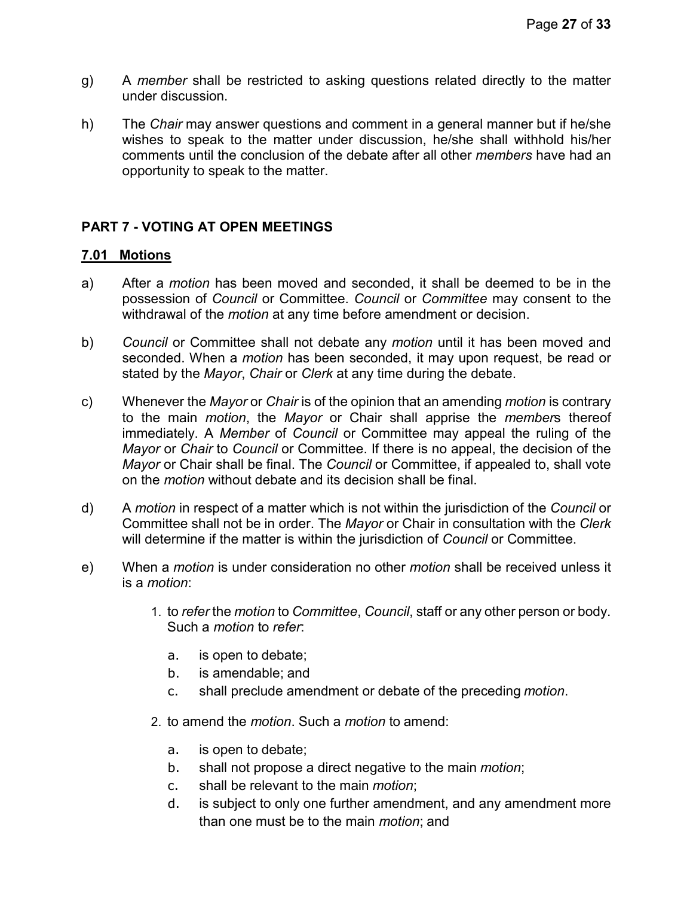g) A *member* shall be restricted to asking questions related directly to the matter under discussion.

h) The *Chair* may answer questions and comment in a general manner but if he/she wishes to speak to the matter under discussion, he/she shall withhold his/her comments until the conclusion of the debate after all other *members* have had an opportunity to speak to the matter.

## PART 7 - VOTING AT OPEN MEETINGS

### 7.01 Motions

a) After a *motion* has been moved and seconded, it shall be deemed to be in the possession of *Council* or Committee. *Council* or *Committee* may consent to the withdrawal of the *motion* at any time before amendment or decision.

b) *Council* or Committee shall not debate any *motion* until it has been moved and seconded. When a *motion* has been seconded, it may upon request, be read or stated by the *Mayor*, *Chair* or *Clerk* at any time during the debate.

c) Whenever the *Mayor* or *Chair* is of the opinion that an amending *motion* is contrary to the main *motion*, the *Mayor* or Chair shall apprise the *member*s thereof immediately. A *Member* of *Council* or Committee may appeal the ruling of the *Mayor* or *Chair* to *Council* or Committee. If there is no appeal, the decision of the *Mayor* or Chair shall be final. The *Council* or Committee, if appealed to, shall vote on the *motion* without debate and its decision shall be final.

d) A *motion* in respect of a matter which is not within the jurisdiction of the *Council* or Committee shall not be in order. The *Mayor* or Chair in consultation with the *Clerk* will determine if the matter is within the jurisdiction of *Council* or Committee.

e) When a *motion* is under consideration no other *motion* shall be received unless it is a *motion*:

   1. to *refer* the *motion* to *Committee*, *Council*, staff or any other person or body. Such a *motion* to *refer*:

      a. is open to debate;
      b. is amendable; and
      c. shall preclude amendment or debate of the preceding *motion*.

   2. to amend the *motion*. Such a *motion* to amend:

      a. is open to debate;
      b. shall not propose a direct negative to the main *motion*;
      c. shall be relevant to the main *motion*;
      d. is subject to only one further amendment, and any amendment more than one must be to the main *motion*; and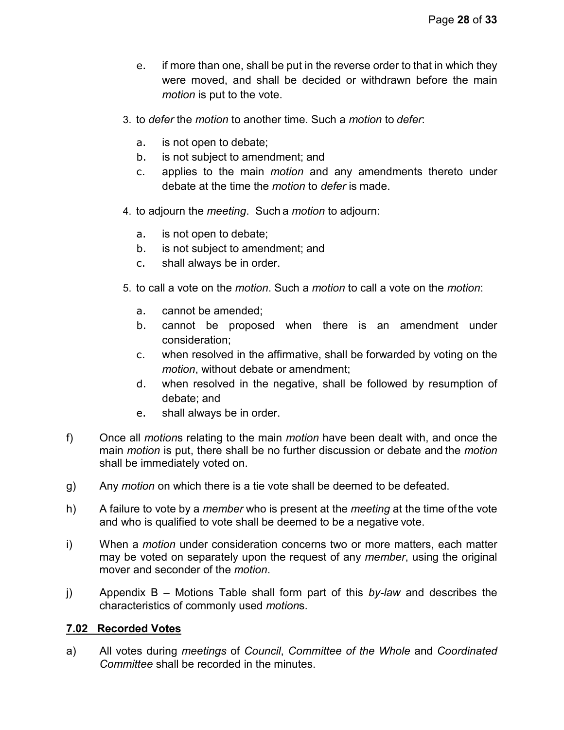e. if more than one, shall be put in the reverse order to that in which they were moved, and shall be decided or withdrawn before the main *motion* is put to the vote.

3. to *defer* the *motion* to another time. Such a *motion* to *defer*:

   a. is not open to debate;
   b. is not subject to amendment; and
   c. applies to the main *motion* and any amendments thereto under debate at the time the *motion* to *defer* is made.

4. to adjourn the *meeting*. Such a *motion* to adjourn:

   a. is not open to debate;
   b. is not subject to amendment; and
   c. shall always be in order.

5. to call a vote on the *motion*. Such a *motion* to call a vote on the *motion*:

   a. cannot be amended;
   b. cannot be proposed when there is an amendment under consideration;
   c. when resolved in the affirmative, shall be forwarded by voting on the *motion*, without debate or amendment;
   d. when resolved in the negative, shall be followed by resumption of debate; and
   e. shall always be in order.

f) Once all *motion*s relating to the main *motion* have been dealt with, and once the main *motion* is put, there shall be no further discussion or debate and the *motion* shall be immediately voted on.

g) Any *motion* on which there is a tie vote shall be deemed to be defeated.

h) A failure to vote by a *member* who is present at the *meeting* at the time of the vote and who is qualified to vote shall be deemed to be a negative vote.

i) When a *motion* under consideration concerns two or more matters, each matter may be voted on separately upon the request of any *member*, using the original mover and seconder of the *motion*.

j) Appendix B – Motions Table shall form part of this *by-law* and describes the characteristics of commonly used *motion*s.

### 7.02 Recorded Votes

a) All votes during *meetings* of *Council*, *Committee of the Whole* and *Coordinated Committee* shall be recorded in the minutes.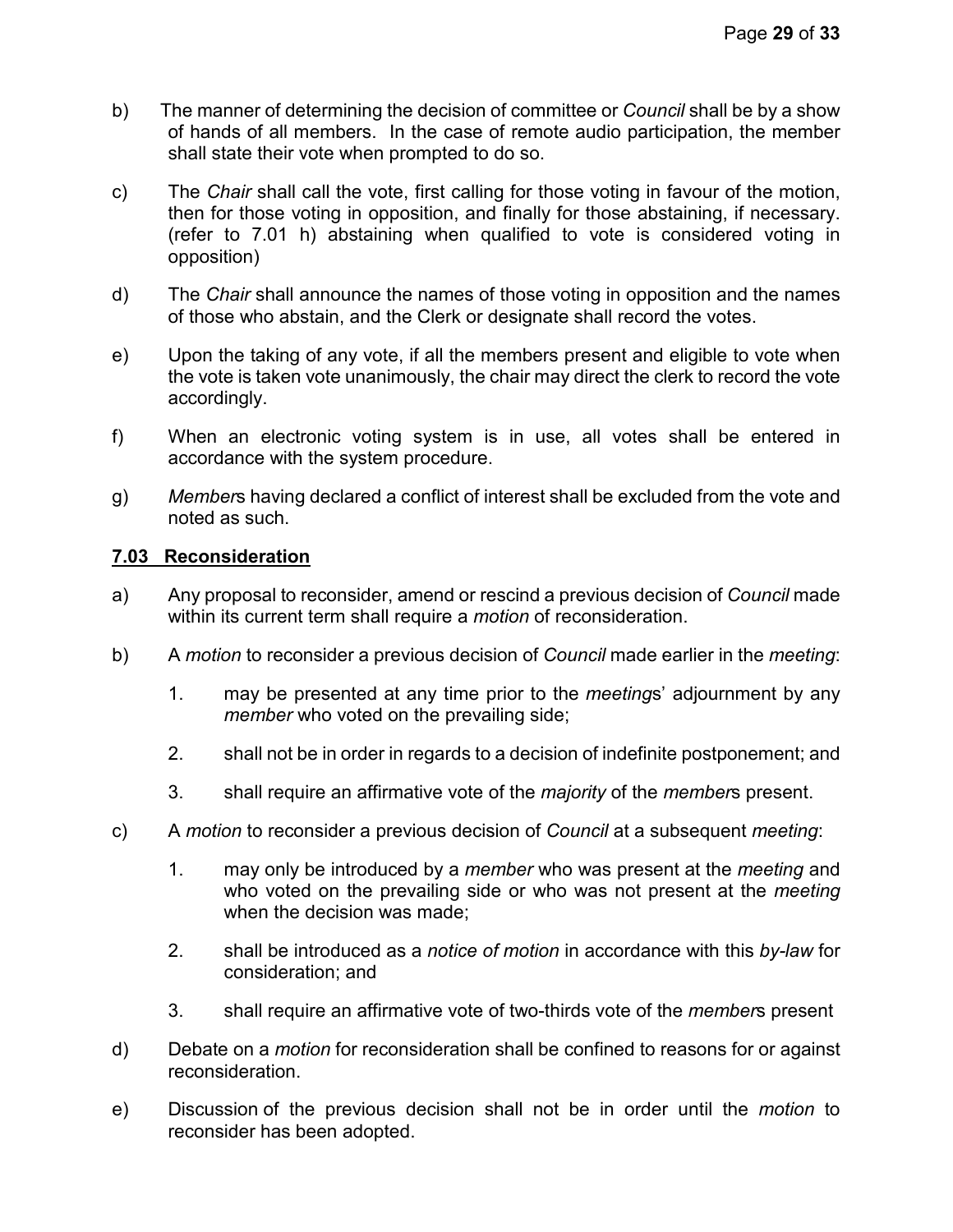b) The manner of determining the decision of committee or *Council* shall be by a show of hands of all members. In the case of remote audio participation, the member shall state their vote when prompted to do so.

c) The *Chair* shall call the vote, first calling for those voting in favour of the motion, then for those voting in opposition, and finally for those abstaining, if necessary. (refer to 7.01 h) abstaining when qualified to vote is considered voting in opposition)

d) The *Chair* shall announce the names of those voting in opposition and the names of those who abstain, and the Clerk or designate shall record the votes.

e) Upon the taking of any vote, if all the members present and eligible to vote when the vote is taken vote unanimously, the chair may direct the clerk to record the vote accordingly.

f) When an electronic voting system is in use, all votes shall be entered in accordance with the system procedure.

g) *Member*s having declared a conflict of interest shall be excluded from the vote and noted as such.

**7.03 Reconsideration**

a) Any proposal to reconsider, amend or rescind a previous decision of *Council* made within its current term shall require a *motion* of reconsideration.

b) A *motion* to reconsider a previous decision of *Council* made earlier in the *meeting*:

1. may be presented at any time prior to the *meeting*s' adjournment by any *member* who voted on the prevailing side;
2. shall not be in order in regards to a decision of indefinite postponement; and
3. shall require an affirmative vote of the *majority* of the *member*s present.

c) A *motion* to reconsider a previous decision of *Council* at a subsequent *meeting*:

1. may only be introduced by a *member* who was present at the *meeting* and who voted on the prevailing side or who was not present at the *meeting* when the decision was made;
2. shall be introduced as a *notice of motion* in accordance with this *by-law* for consideration; and
3. shall require an affirmative vote of two-thirds vote of the *member*s present

d) Debate on a *motion* for reconsideration shall be confined to reasons for or against reconsideration.

e) Discussion of the previous decision shall not be in order until the *motion* to reconsider has been adopted.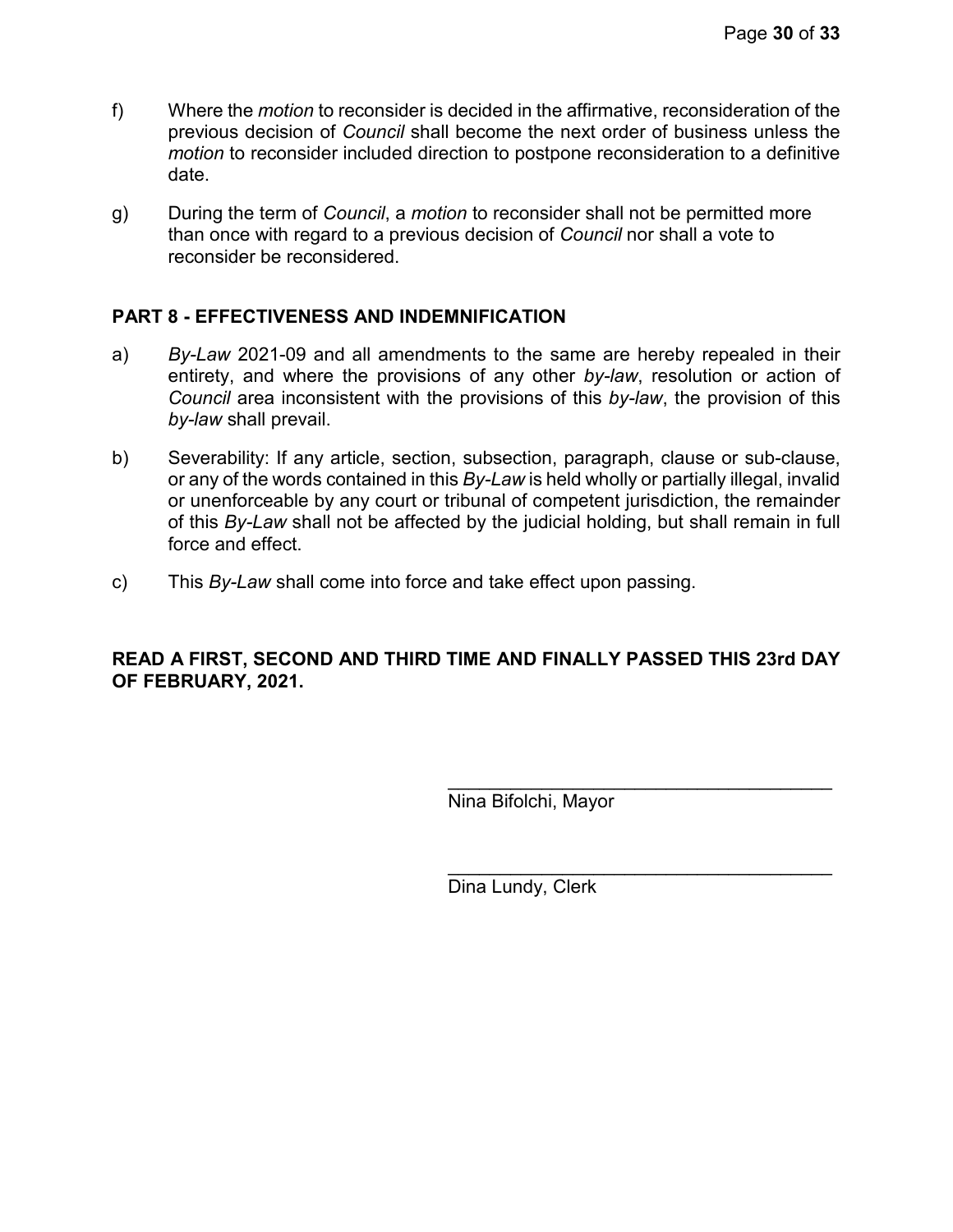f) Where the *motion* to reconsider is decided in the affirmative, reconsideration of the previous decision of *Council* shall become the next order of business unless the *motion* to reconsider included direction to postpone reconsideration to a definitive date.

g) During the term of *Council*, a *motion* to reconsider shall not be permitted more than once with regard to a previous decision of *Council* nor shall a vote to reconsider be reconsidered.

## PART 8 - EFFECTIVENESS AND INDEMNIFICATION

a) *By-Law* 2021-09 and all amendments to the same are hereby repealed in their entirety, and where the provisions of any other *by-law*, resolution or action of *Council* area inconsistent with the provisions of this *by-law*, the provision of this *by-law* shall prevail.

b) Severability: If any article, section, subsection, paragraph, clause or sub-clause, or any of the words contained in this *By-Law* is held wholly or partially illegal, invalid or unenforceable by any court or tribunal of competent jurisdiction, the remainder of this *By-Law* shall not be affected by the judicial holding, but shall remain in full force and effect.

c) This *By-Law* shall come into force and take effect upon passing.

**READ A FIRST, SECOND AND THIRD TIME AND FINALLY PASSED THIS 23rd DAY OF FEBRUARY, 2021.**

\_\_\_\_\_\_\_\_\_\_\_\_\_\_\_\_\_\_\_\_\_\_\_\_\_\_\_\_\_\_\_\_\_\_\_\_\_\_\_

Nina Bifolchi, Mayor

\_\_\_\_\_\_\_\_\_\_\_\_\_\_\_\_\_\_\_\_\_\_\_\_\_\_\_\_\_\_\_\_\_\_\_\_\_\_\_

Dina Lundy, Clerk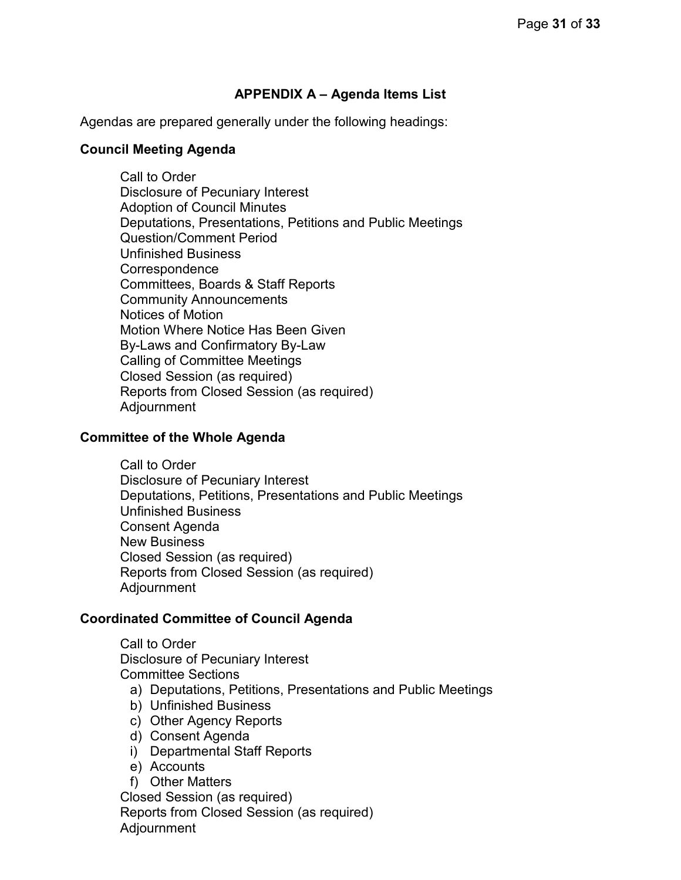## APPENDIX A – Agenda Items List

Agendas are prepared generally under the following headings:

**Council Meeting Agenda**

Call to Order
Disclosure of Pecuniary Interest
Adoption of Council Minutes
Deputations, Presentations, Petitions and Public Meetings
Question/Comment Period
Unfinished Business
Correspondence
Committees, Boards & Staff Reports
Community Announcements
Notices of Motion
Motion Where Notice Has Been Given
By-Laws and Confirmatory By-Law
Calling of Committee Meetings
Closed Session (as required)
Reports from Closed Session (as required)
Adjournment

**Committee of the Whole Agenda**

Call to Order
Disclosure of Pecuniary Interest
Deputations, Petitions, Presentations and Public Meetings
Unfinished Business
Consent Agenda
New Business
Closed Session (as required)
Reports from Closed Session (as required)
Adjournment

**Coordinated Committee of Council Agenda**

Call to Order
Disclosure of Pecuniary Interest
Committee Sections

a) Deputations, Petitions, Presentations and Public Meetings
b) Unfinished Business
c) Other Agency Reports
d) Consent Agenda
i) Departmental Staff Reports
e) Accounts
f) Other Matters

Closed Session (as required)
Reports from Closed Session (as required)
Adjournment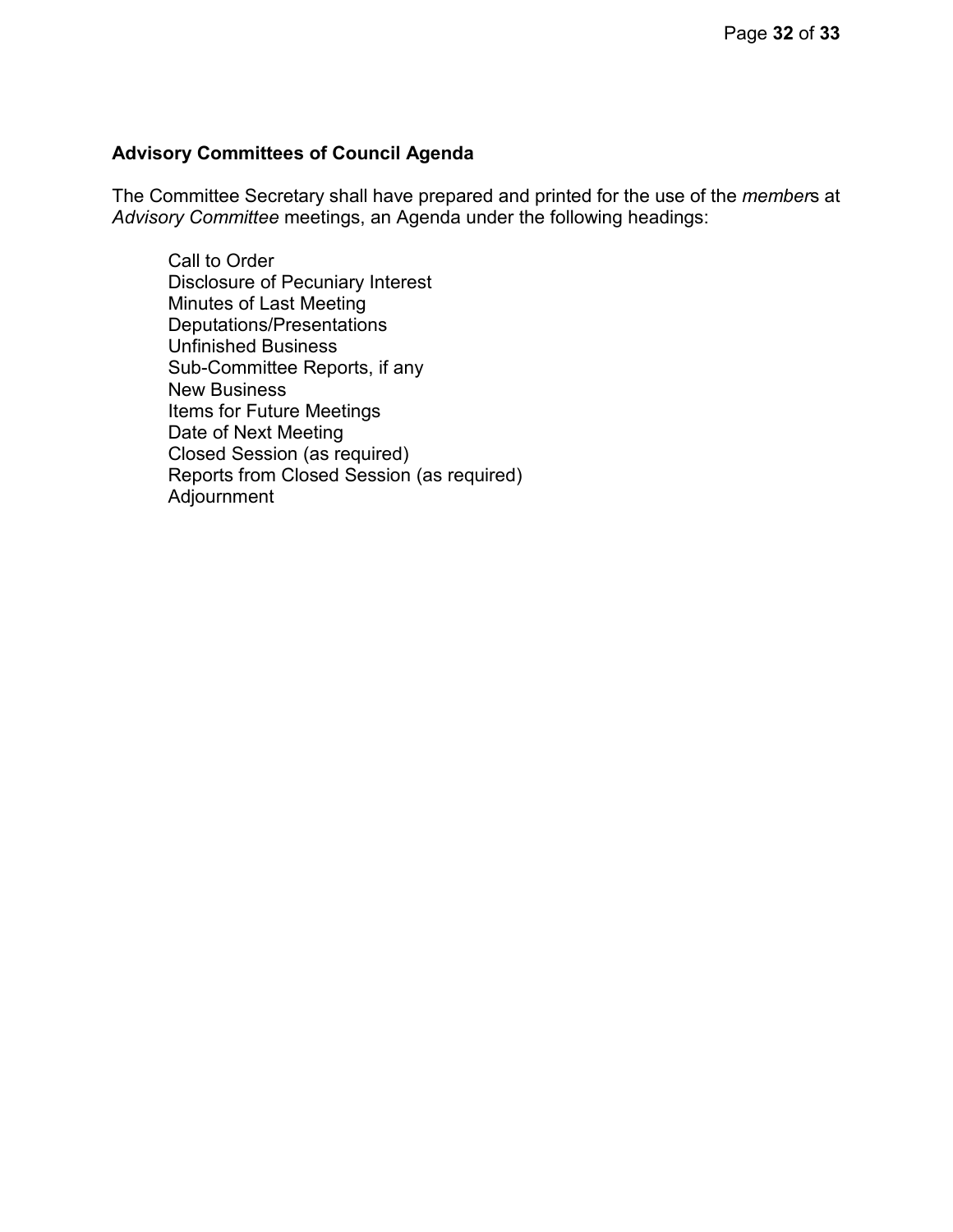**Advisory Committees of Council Agenda**

The Committee Secretary shall have prepared and printed for the use of the *member*s at *Advisory Committee* meetings, an Agenda under the following headings:

Call to Order
Disclosure of Pecuniary Interest
Minutes of Last Meeting
Deputations/Presentations
Unfinished Business
Sub-Committee Reports, if any
New Business
Items for Future Meetings
Date of Next Meeting
Closed Session (as required)
Reports from Closed Session (as required)
Adjournment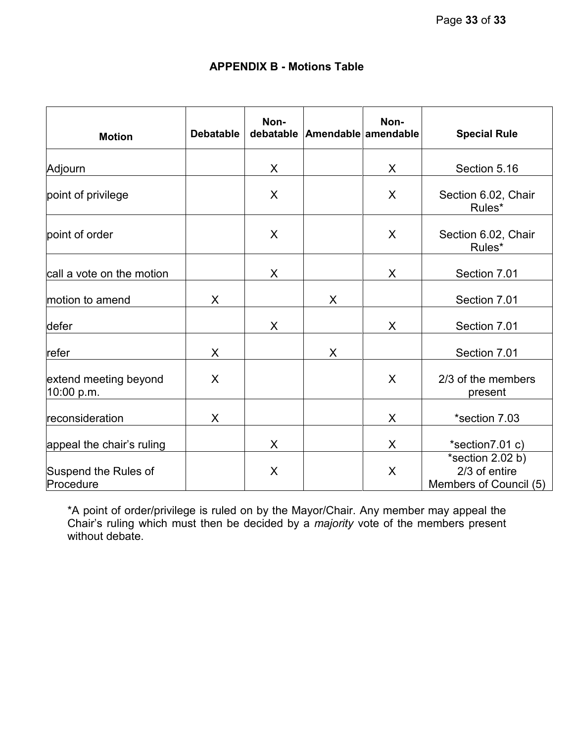## APPENDIX B - Motions Table

| Motion | Debatable | Non-debatable | Amendable | Non-amendable | Special Rule |
|---|---|---|---|---|---|
| Adjourn | | X | | X | Section 5.16 |
| point of privilege | | X | | X | Section 6.02, Chair Rules* |
| point of order | | X | | X | Section 6.02, Chair Rules* |
| call a vote on the motion | | X | | X | Section 7.01 |
| motion to amend | X | | X | | Section 7.01 |
| defer | | X | | X | Section 7.01 |
| refer | X | | X | | Section 7.01 |
| extend meeting beyond 10:00 p.m. | X | | | X | 2/3 of the members present |
| reconsideration | X | | | X | *section 7.03 |
| appeal the chair's ruling | | X | | X | *section7.01 c) |
| Suspend the Rules of Procedure | | X | | X | *section 2.02 b) 2/3 of entire Members of Council (5) |

*A point of order/privilege is ruled on by the Mayor/Chair. Any member may appeal the Chair's ruling which must then be decided by a *majority* vote of the members present without debate.